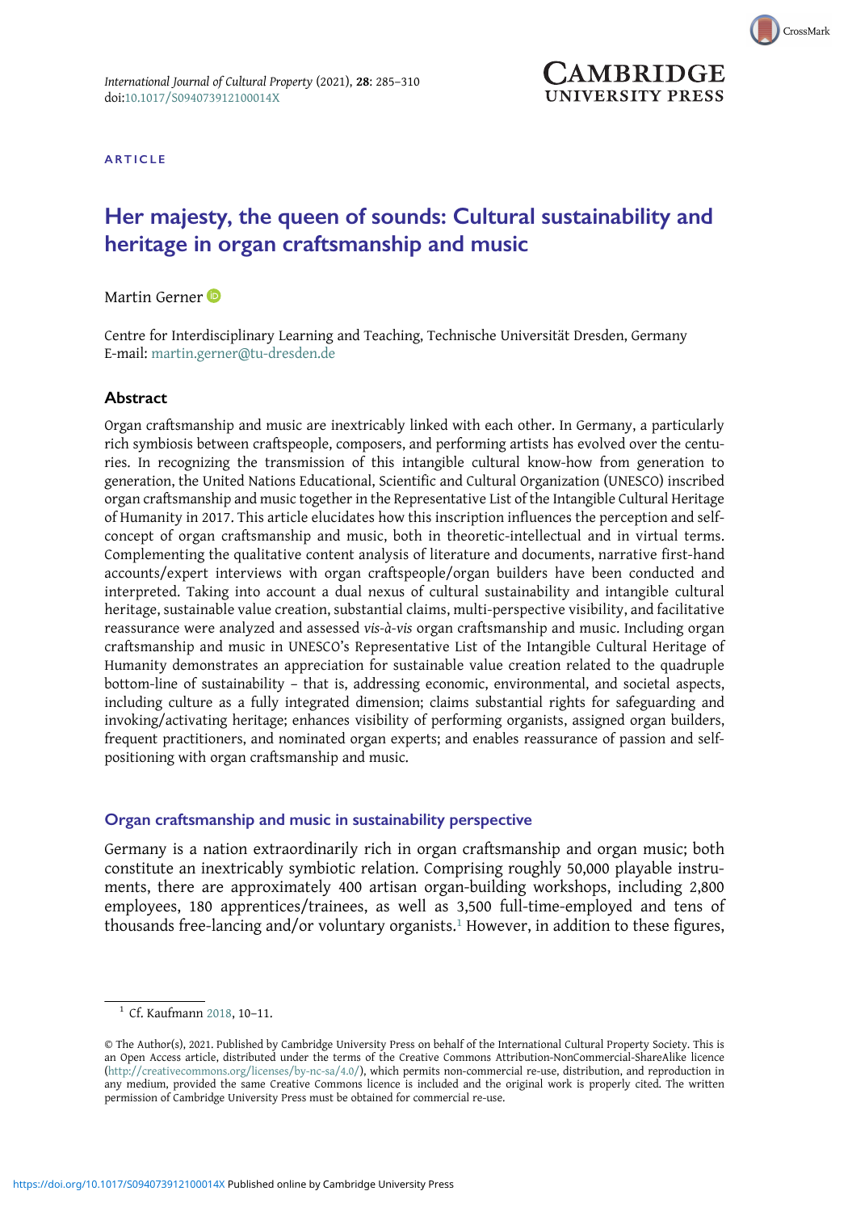ARTICLE

# Her majesty, the queen of sounds: Cultural sustainability and heritage in organ craftsmanship and music

Martin Gerner

Centre for Interdisciplinary Learning and Teaching, Technische Universität Dresden, Germany
E-mail: martin.gerner@tu-dresden.de

## Abstract

Organ craftsmanship and music are inextricably linked with each other. In Germany, a particularly rich symbiosis between craftspeople, composers, and performing artists has evolved over the centuries. In recognizing the transmission of this intangible cultural know-how from generation to generation, the United Nations Educational, Scientific and Cultural Organization (UNESCO) inscribed organ craftsmanship and music together in the Representative List of the Intangible Cultural Heritage of Humanity in 2017. This article elucidates how this inscription influences the perception and self-concept of organ craftsmanship and music, both in theoretic-intellectual and in virtual terms. Complementing the qualitative content analysis of literature and documents, narrative first-hand accounts/expert interviews with organ craftspeople/organ builders have been conducted and interpreted. Taking into account a dual nexus of cultural sustainability and intangible cultural heritage, sustainable value creation, substantial claims, multi-perspective visibility, and facilitative reassurance were analyzed and assessed *vis-à-vis* organ craftsmanship and music. Including organ craftsmanship and music in UNESCO's Representative List of the Intangible Cultural Heritage of Humanity demonstrates an appreciation for sustainable value creation related to the quadruple bottom-line of sustainability – that is, addressing economic, environmental, and societal aspects, including culture as a fully integrated dimension; claims substantial rights for safeguarding and invoking/activating heritage; enhances visibility of performing organists, assigned organ builders, frequent practitioners, and nominated organ experts; and enables reassurance of passion and self-positioning with organ craftsmanship and music.

## Organ craftsmanship and music in sustainability perspective

Germany is a nation extraordinarily rich in organ craftsmanship and organ music; both constitute an inextricably symbiotic relation. Comprising roughly 50,000 playable instruments, there are approximately 400 artisan organ-building workshops, including 2,800 employees, 180 apprentices/trainees, as well as 3,500 full-time-employed and tens of thousands free-lancing and/or voluntary organists.[1] However, in addition to these figures,

[1] Cf. Kaufmann 2018, 10–11.

© The Author(s), 2021. Published by Cambridge University Press on behalf of the International Cultural Property Society. This is an Open Access article, distributed under the terms of the Creative Commons Attribution-NonCommercial-ShareAlike licence (http://creativecommons.org/licenses/by-nc-sa/4.0/), which permits non-commercial re-use, distribution, and reproduction in any medium, provided the same Creative Commons licence is included and the original work is properly cited. The written permission of Cambridge University Press must be obtained for commercial re-use.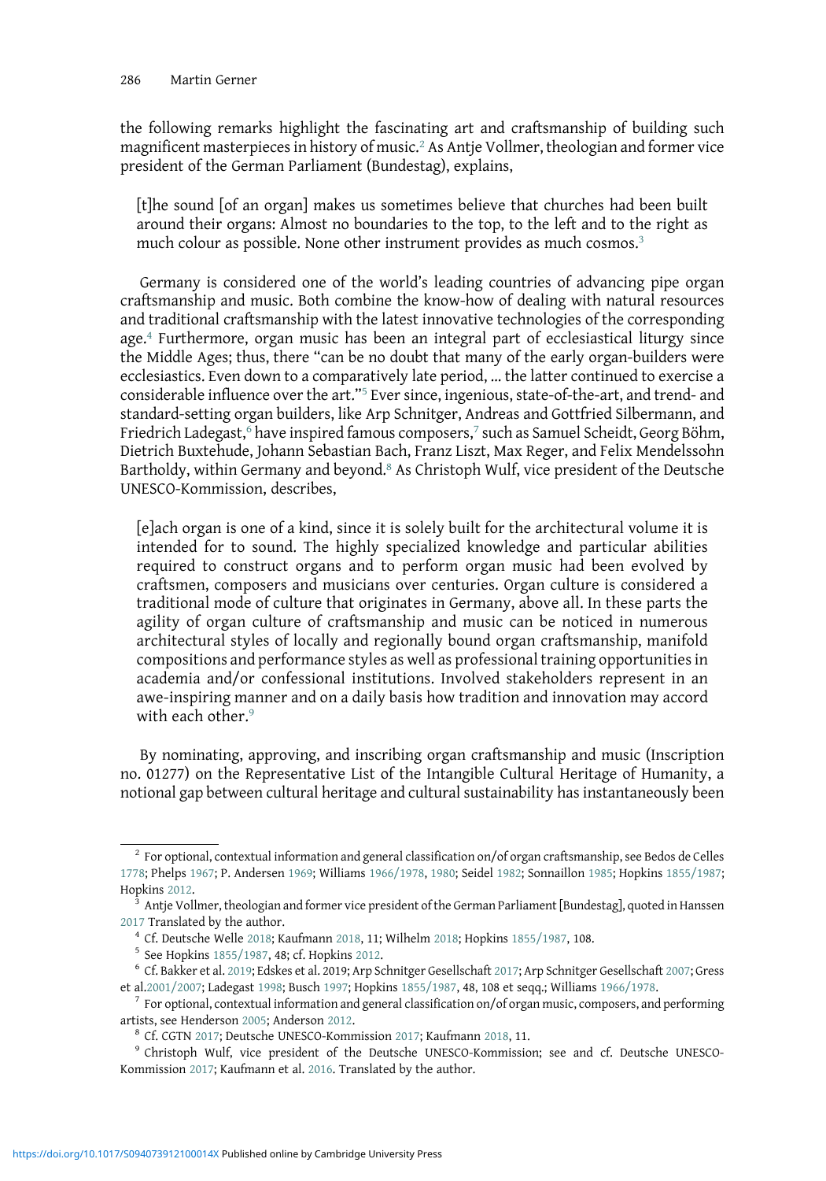the following remarks highlight the fascinating art and craftsmanship of building such magnificent masterpieces in history of music.[2] As Antje Vollmer, theologian and former vice president of the German Parliament (Bundestag), explains,

> [t]he sound [of an organ] makes us sometimes believe that churches had been built around their organs: Almost no boundaries to the top, to the left and to the right as much colour as possible. None other instrument provides as much cosmos.[3]

Germany is considered one of the world's leading countries of advancing pipe organ craftsmanship and music. Both combine the know-how of dealing with natural resources and traditional craftsmanship with the latest innovative technologies of the corresponding age.[4] Furthermore, organ music has been an integral part of ecclesiastical liturgy since the Middle Ages; thus, there "can be no doubt that many of the early organ-builders were ecclesiastics. Even down to a comparatively late period, … the latter continued to exercise a considerable influence over the art."[5] Ever since, ingenious, state-of-the-art, and trend- and standard-setting organ builders, like Arp Schnitger, Andreas and Gottfried Silbermann, and Friedrich Ladegast,[6] have inspired famous composers,[7] such as Samuel Scheidt, Georg Böhm, Dietrich Buxtehude, Johann Sebastian Bach, Franz Liszt, Max Reger, and Felix Mendelssohn Bartholdy, within Germany and beyond.[8] As Christoph Wulf, vice president of the Deutsche UNESCO-Kommission, describes,

> [e]ach organ is one of a kind, since it is solely built for the architectural volume it is intended for to sound. The highly specialized knowledge and particular abilities required to construct organs and to perform organ music had been evolved by craftsmen, composers and musicians over centuries. Organ culture is considered a traditional mode of culture that originates in Germany, above all. In these parts the agility of organ culture of craftsmanship and music can be noticed in numerous architectural styles of locally and regionally bound organ craftsmanship, manifold compositions and performance styles as well as professional training opportunities in academia and/or confessional institutions. Involved stakeholders represent in an awe-inspiring manner and on a daily basis how tradition and innovation may accord with each other.[9]

By nominating, approving, and inscribing organ craftsmanship and music (Inscription no. 01277) on the Representative List of the Intangible Cultural Heritage of Humanity, a notional gap between cultural heritage and cultural sustainability has instantaneously been

---

[2] For optional, contextual information and general classification on/of organ craftsmanship, see Bedos de Celles 1778; Phelps 1967; P. Andersen 1969; Williams 1966/1978, 1980; Seidel 1982; Sonnaillon 1985; Hopkins 1855/1987; Hopkins 2012.

[3] Antje Vollmer, theologian and former vice president of the German Parliament [Bundestag], quoted in Hanssen 2017 Translated by the author.

[4] Cf. Deutsche Welle 2018; Kaufmann 2018, 11; Wilhelm 2018; Hopkins 1855/1987, 108.

[5] See Hopkins 1855/1987, 48; cf. Hopkins 2012.

[6] Cf. Bakker et al. 2019; Edskes et al. 2019; Arp Schnitger Gesellschaft 2017; Arp Schnitger Gesellschaft 2007; Gress et al.2001/2007; Ladegast 1998; Busch 1997; Hopkins 1855/1987, 48, 108 et seqq.; Williams 1966/1978.

[7] For optional, contextual information and general classification on/of organ music, composers, and performing artists, see Henderson 2005; Anderson 2012.

[8] Cf. CGTN 2017; Deutsche UNESCO-Kommission 2017; Kaufmann 2018, 11.

[9] Christoph Wulf, vice president of the Deutsche UNESCO-Kommission; see and cf. Deutsche UNESCO-Kommission 2017; Kaufmann et al. 2016. Translated by the author.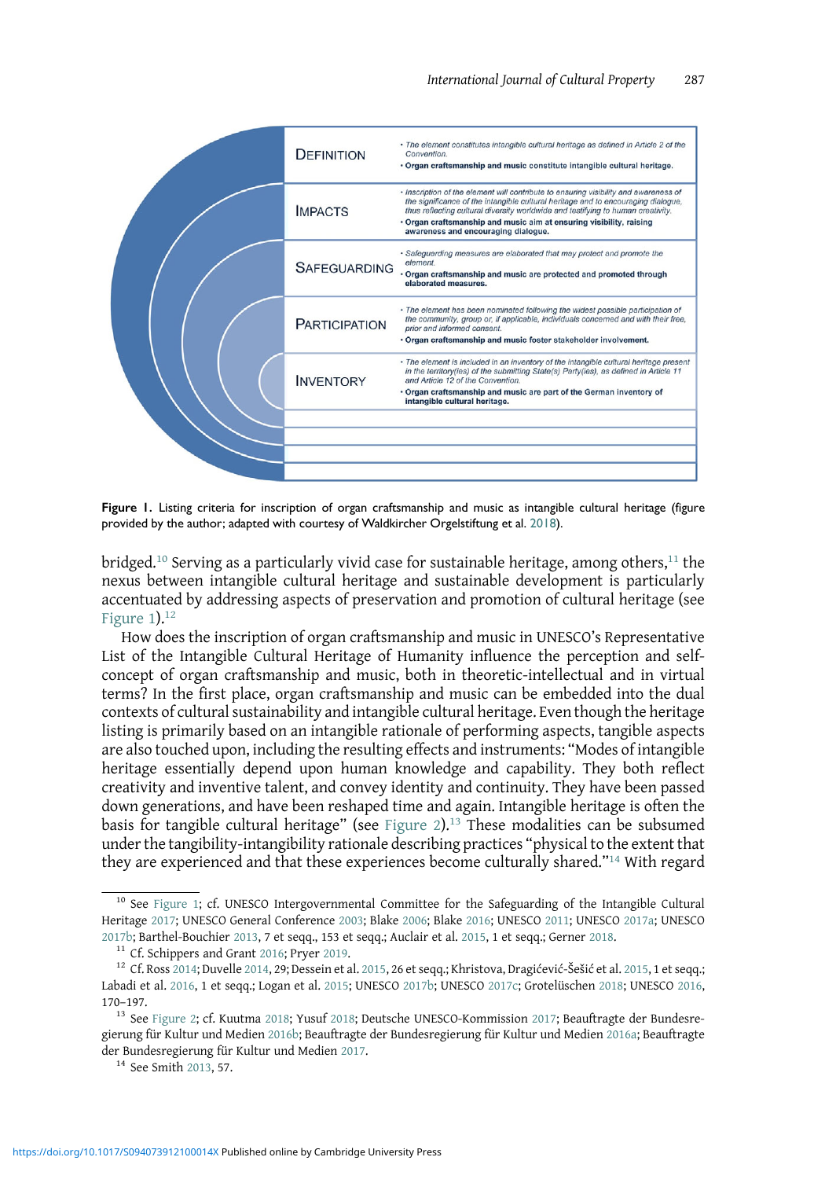| | |
|---|---|
| DEFINITION | • *The element constitutes intangible cultural heritage as defined in Article 2 of the Convention.* <br> • **Organ craftsmanship and music constitute intangible cultural heritage.** |
| IMPACTS | • *Inscription of the element will contribute to ensuring visibility and awareness of the significance of the intangible cultural heritage and to encouraging dialogue, thus reflecting cultural diversity worldwide and testifying to human creativity.* <br> • **Organ craftsmanship and music aim at ensuring visibility, raising awareness and encouraging dialogue.** |
| SAFEGUARDING | • *Safeguarding measures are elaborated that may protect and promote the element.* <br> • **Organ craftsmanship and music are protected and promoted through elaborated measures.** |
| PARTICIPATION | • *The element has been nominated following the widest possible participation of the community, group or, if applicable, individuals concerned and with their free, prior and informed consent.* <br> • **Organ craftsmanship and music foster stakeholder involvement.** |
| INVENTORY | • *The element is included in an inventory of the intangible cultural heritage present in the territory(ies) of the submitting State(s) Party(ies), as defined in Article 11 and Article 12 of the Convention.* <br> • **Organ craftsmanship and music are part of the German inventory of intangible cultural heritage.** |

**Figure 1.** Listing criteria for inscription of organ craftsmanship and music as intangible cultural heritage (figure provided by the author; adapted with courtesy of Waldkircher Orgelstiftung et al. 2018).

bridged.[10] Serving as a particularly vivid case for sustainable heritage, among others,[11] the nexus between intangible cultural heritage and sustainable development is particularly accentuated by addressing aspects of preservation and promotion of cultural heritage (see Figure 1).[12]

How does the inscription of organ craftsmanship and music in UNESCO's Representative List of the Intangible Cultural Heritage of Humanity influence the perception and self-concept of organ craftsmanship and music, both in theoretic-intellectual and in virtual terms? In the first place, organ craftsmanship and music can be embedded into the dual contexts of cultural sustainability and intangible cultural heritage. Even though the heritage listing is primarily based on an intangible rationale of performing aspects, tangible aspects are also touched upon, including the resulting effects and instruments: "Modes of intangible heritage essentially depend upon human knowledge and capability. They both reflect creativity and inventive talent, and convey identity and continuity. They have been passed down generations, and have been reshaped time and again. Intangible heritage is often the basis for tangible cultural heritage" (see Figure 2).[13] These modalities can be subsumed under the tangibility-intangibility rationale describing practices "physical to the extent that they are experienced and that these experiences become culturally shared."[14] With regard

[10] See Figure 1; cf. UNESCO Intergovernmental Committee for the Safeguarding of the Intangible Cultural Heritage 2017; UNESCO General Conference 2003; Blake 2006; Blake 2016; UNESCO 2011; UNESCO 2017a; UNESCO 2017b; Barthel-Bouchier 2013, 7 et seqq., 153 et seqq.; Auclair et al. 2015, 1 et seqq.; Gerner 2018.

[11] Cf. Schippers and Grant 2016; Pryer 2019.

[12] Cf. Ross 2014; Duvelle 2014, 29; Dessein et al. 2015, 26 et seqq.; Khristova, Dragićević-Šešić et al. 2015, 1 et seqq.; Labadi et al. 2016, 1 et seqq.; Logan et al. 2015; UNESCO 2017b; UNESCO 2017c; Grotelüschen 2018; UNESCO 2016, 170–197.

[13] See Figure 2; cf. Kuutma 2018; Yusuf 2018; Deutsche UNESCO-Kommission 2017; Beauftragte der Bundesregierung für Kultur und Medien 2016b; Beauftragte der Bundesregierung für Kultur und Medien 2016a; Beauftragte der Bundesregierung für Kultur und Medien 2017.

[14] See Smith 2013, 57.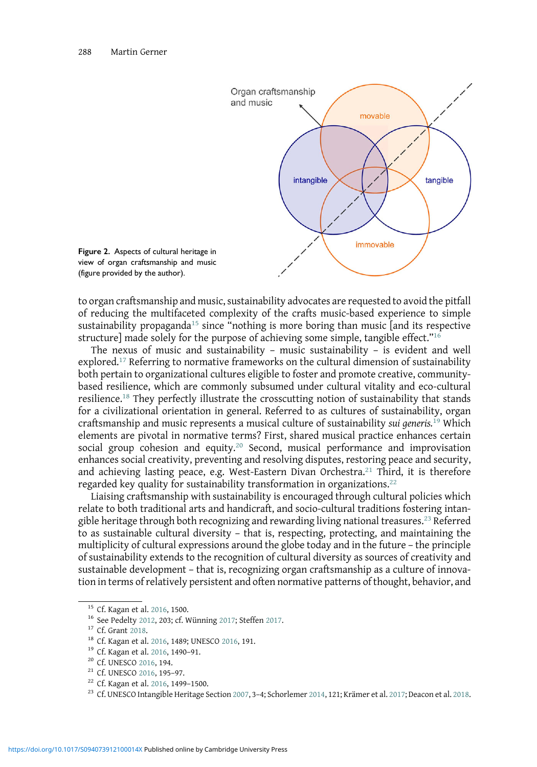Figure 2. Aspects of cultural heritage in view of organ craftsmanship and music (figure provided by the author).

to organ craftsmanship and music, sustainability advocates are requested to avoid the pitfall of reducing the multifaceted complexity of the crafts music-based experience to simple sustainability propaganda[15] since "nothing is more boring than music [and its respective structure] made solely for the purpose of achieving some simple, tangible effect."[16]

The nexus of music and sustainability – music sustainability – is evident and well explored.[17] Referring to normative frameworks on the cultural dimension of sustainability both pertain to organizational cultures eligible to foster and promote creative, community-based resilience, which are commonly subsumed under cultural vitality and eco-cultural resilience.[18] They perfectly illustrate the crosscutting notion of sustainability that stands for a civilizational orientation in general. Referred to as cultures of sustainability, organ craftsmanship and music represents a musical culture of sustainability *sui generis*.[19] Which elements are pivotal in normative terms? First, shared musical practice enhances certain social group cohesion and equity.[20] Second, musical performance and improvisation enhances social creativity, preventing and resolving disputes, restoring peace and security, and achieving lasting peace, e.g. West-Eastern Divan Orchestra.[21] Third, it is therefore regarded key quality for sustainability transformation in organizations.[22]

Liaising craftsmanship with sustainability is encouraged through cultural policies which relate to both traditional arts and handicraft, and socio-cultural traditions fostering intangible heritage through both recognizing and rewarding living national treasures.[23] Referred to as sustainable cultural diversity – that is, respecting, protecting, and maintaining the multiplicity of cultural expressions around the globe today and in the future – the principle of sustainability extends to the recognition of cultural diversity as sources of creativity and sustainable development – that is, recognizing organ craftsmanship as a culture of innovation in terms of relatively persistent and often normative patterns of thought, behavior, and

---

[15] Cf. Kagan et al. 2016, 1500.

[16] See Pedelty 2012, 203; cf. Wünning 2017; Steffen 2017.

[17] Cf. Grant 2018.

[18] Cf. Kagan et al. 2016, 1489; UNESCO 2016, 191.

[19] Cf. Kagan et al. 2016, 1490–91.

[20] Cf. UNESCO 2016, 194.

[21] Cf. UNESCO 2016, 195–97.

[22] Cf. Kagan et al. 2016, 1499–1500.

[23] Cf. UNESCO Intangible Heritage Section 2007, 3–4; Schorlemer 2014, 121; Krämer et al. 2017; Deacon et al. 2018.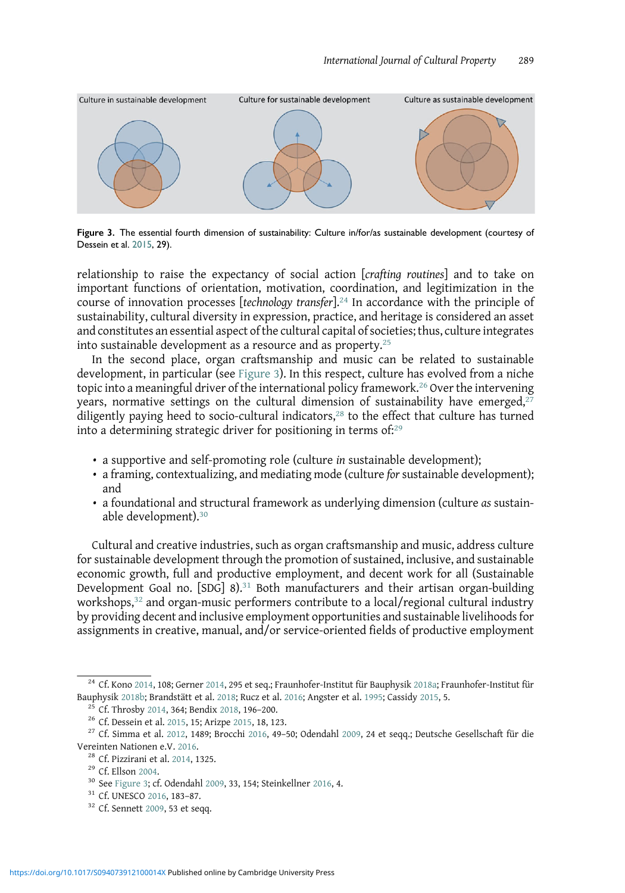Culture in sustainable development    Culture for sustainable development    Culture as sustainable development

**Figure 3.** The essential fourth dimension of sustainability: Culture in/for/as sustainable development (courtesy of Dessein et al. 2015, 29).

relationship to raise the expectancy of social action [*crafting routines*] and to take on important functions of orientation, motivation, coordination, and legitimization in the course of innovation processes [*technology transfer*].[24] In accordance with the principle of sustainability, cultural diversity in expression, practice, and heritage is considered an asset and constitutes an essential aspect of the cultural capital of societies; thus, culture integrates into sustainable development as a resource and as property.[25]

In the second place, organ craftsmanship and music can be related to sustainable development, in particular (see Figure 3). In this respect, culture has evolved from a niche topic into a meaningful driver of the international policy framework.[26] Over the intervening years, normative settings on the cultural dimension of sustainability have emerged,[27] diligently paying heed to socio-cultural indicators,[28] to the effect that culture has turned into a determining strategic driver for positioning in terms of:[29]

- a supportive and self-promoting role (culture *in* sustainable development);
- a framing, contextualizing, and mediating mode (culture *for* sustainable development); and
- a foundational and structural framework as underlying dimension (culture *as* sustainable development).[30]

Cultural and creative industries, such as organ craftsmanship and music, address culture for sustainable development through the promotion of sustained, inclusive, and sustainable economic growth, full and productive employment, and decent work for all (Sustainable Development Goal no. [SDG] 8).[31] Both manufacturers and their artisan organ-building workshops,[32] and organ-music performers contribute to a local/regional cultural industry by providing decent and inclusive employment opportunities and sustainable livelihoods for assignments in creative, manual, and/or service-oriented fields of productive employment

---

[24] Cf. Kono 2014, 108; Gerner 2014, 295 et seq.; Fraunhofer-Institut für Bauphysik 2018a; Fraunhofer-Institut für Bauphysik 2018b; Brandstätt et al. 2018; Rucz et al. 2016; Angster et al. 1995; Cassidy 2015, 5.

[25] Cf. Throsby 2014, 364; Bendix 2018, 196–200.

[26] Cf. Dessein et al. 2015, 15; Arizpe 2015, 18, 123.

[27] Cf. Simma et al. 2012, 1489; Brocchi 2016, 49–50; Odendahl 2009, 24 et seqq.; Deutsche Gesellschaft für die Vereinten Nationen e.V. 2016.

[28] Cf. Pizzirani et al. 2014, 1325.

[29] Cf. Ellson 2004.

[30] See Figure 3; cf. Odendahl 2009, 33, 154; Steinkellner 2016, 4.

[31] Cf. UNESCO 2016, 183–87.

[32] Cf. Sennett 2009, 53 et seqq.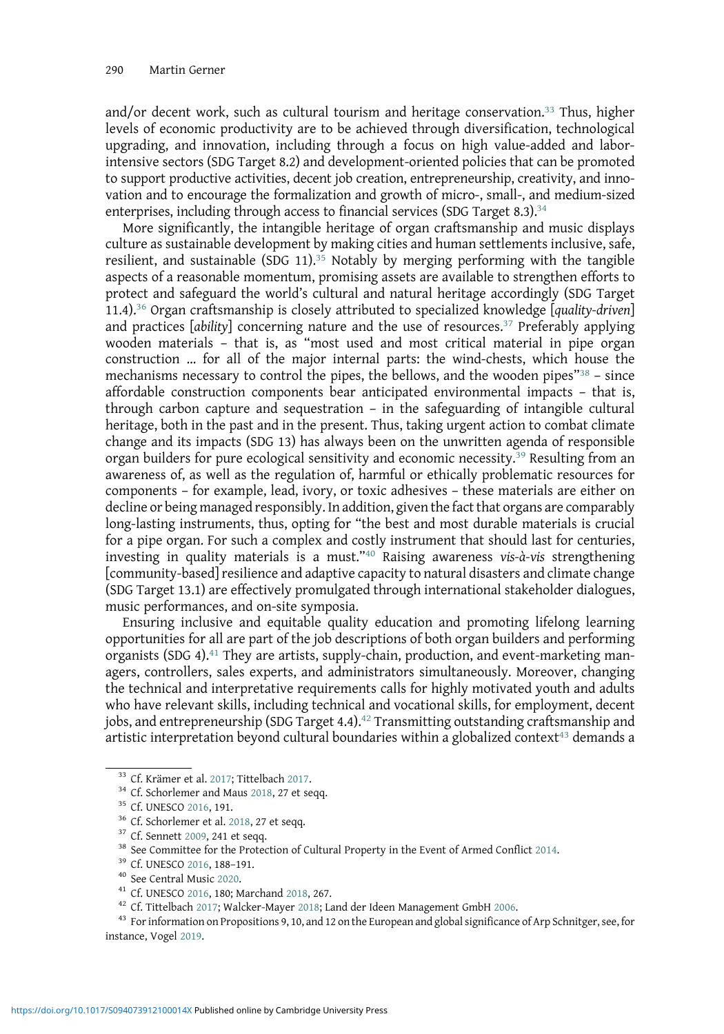and/or decent work, such as cultural tourism and heritage conservation.[33] Thus, higher levels of economic productivity are to be achieved through diversification, technological upgrading, and innovation, including through a focus on high value-added and labor-intensive sectors (SDG Target 8.2) and development-oriented policies that can be promoted to support productive activities, decent job creation, entrepreneurship, creativity, and innovation and to encourage the formalization and growth of micro-, small-, and medium-sized enterprises, including through access to financial services (SDG Target 8.3).[34]

More significantly, the intangible heritage of organ craftsmanship and music displays culture as sustainable development by making cities and human settlements inclusive, safe, resilient, and sustainable (SDG 11).[35] Notably by merging performing with the tangible aspects of a reasonable momentum, promising assets are available to strengthen efforts to protect and safeguard the world's cultural and natural heritage accordingly (SDG Target 11.4).[36] Organ craftsmanship is closely attributed to specialized knowledge [*quality-driven*] and practices [*ability*] concerning nature and the use of resources.[37] Preferably applying wooden materials – that is, as "most used and most critical material in pipe organ construction … for all of the major internal parts: the wind-chests, which house the mechanisms necessary to control the pipes, the bellows, and the wooden pipes"[38] – since affordable construction components bear anticipated environmental impacts – that is, through carbon capture and sequestration – in the safeguarding of intangible cultural heritage, both in the past and in the present. Thus, taking urgent action to combat climate change and its impacts (SDG 13) has always been on the unwritten agenda of responsible organ builders for pure ecological sensitivity and economic necessity.[39] Resulting from an awareness of, as well as the regulation of, harmful or ethically problematic resources for components – for example, lead, ivory, or toxic adhesives – these materials are either on decline or being managed responsibly. In addition, given the fact that organs are comparably long-lasting instruments, thus, opting for "the best and most durable materials is crucial for a pipe organ. For such a complex and costly instrument that should last for centuries, investing in quality materials is a must."[40] Raising awareness *vis-à-vis* strengthening [community-based] resilience and adaptive capacity to natural disasters and climate change (SDG Target 13.1) are effectively promulgated through international stakeholder dialogues, music performances, and on-site symposia.

Ensuring inclusive and equitable quality education and promoting lifelong learning opportunities for all are part of the job descriptions of both organ builders and performing organists (SDG 4).[41] They are artists, supply-chain, production, and event-marketing managers, controllers, sales experts, and administrators simultaneously. Moreover, changing the technical and interpretative requirements calls for highly motivated youth and adults who have relevant skills, including technical and vocational skills, for employment, decent jobs, and entrepreneurship (SDG Target 4.4).[42] Transmitting outstanding craftsmanship and artistic interpretation beyond cultural boundaries within a globalized context[43] demands a

---

[33] Cf. Krämer et al. 2017; Tittelbach 2017.

[34] Cf. Schorlemer and Maus 2018, 27 et seqq.

[35] Cf. UNESCO 2016, 191.

[36] Cf. Schorlemer et al. 2018, 27 et seqq.

[37] Cf. Sennett 2009, 241 et seqq.

[38] See Committee for the Protection of Cultural Property in the Event of Armed Conflict 2014.

[39] Cf. UNESCO 2016, 188–191.

[40] See Central Music 2020.

[41] Cf. UNESCO 2016, 180; Marchand 2018, 267.

[42] Cf. Tittelbach 2017; Walcker-Mayer 2018; Land der Ideen Management GmbH 2006.

[43] For information on Propositions 9, 10, and 12 on the European and global significance of Arp Schnitger, see, for instance, Vogel 2019.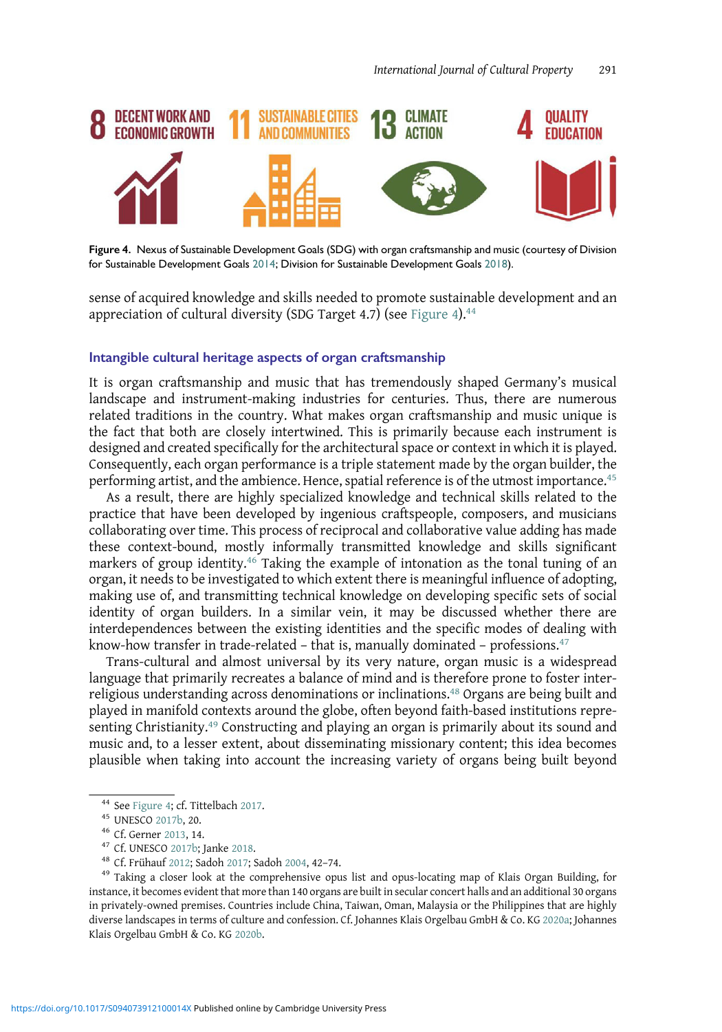Figure 4. Nexus of Sustainable Development Goals (SDG) with organ craftsmanship and music (courtesy of Division for Sustainable Development Goals 2014; Division for Sustainable Development Goals 2018).

sense of acquired knowledge and skills needed to promote sustainable development and an appreciation of cultural diversity (SDG Target 4.7) (see Figure 4).[44]

## Intangible cultural heritage aspects of organ craftsmanship

It is organ craftsmanship and music that has tremendously shaped Germany's musical landscape and instrument-making industries for centuries. Thus, there are numerous related traditions in the country. What makes organ craftsmanship and music unique is the fact that both are closely intertwined. This is primarily because each instrument is designed and created specifically for the architectural space or context in which it is played. Consequently, each organ performance is a triple statement made by the organ builder, the performing artist, and the ambience. Hence, spatial reference is of the utmost importance.[45]

As a result, there are highly specialized knowledge and technical skills related to the practice that have been developed by ingenious craftspeople, composers, and musicians collaborating over time. This process of reciprocal and collaborative value adding has made these context-bound, mostly informally transmitted knowledge and skills significant markers of group identity.[46] Taking the example of intonation as the tonal tuning of an organ, it needs to be investigated to which extent there is meaningful influence of adopting, making use of, and transmitting technical knowledge on developing specific sets of social identity of organ builders. In a similar vein, it may be discussed whether there are interdependences between the existing identities and the specific modes of dealing with know-how transfer in trade-related – that is, manually dominated – professions.[47]

Trans-cultural and almost universal by its very nature, organ music is a widespread language that primarily recreates a balance of mind and is therefore prone to foster inter-religious understanding across denominations or inclinations.[48] Organs are being built and played in manifold contexts around the globe, often beyond faith-based institutions representing Christianity.[49] Constructing and playing an organ is primarily about its sound and music and, to a lesser extent, about disseminating missionary content; this idea becomes plausible when taking into account the increasing variety of organs being built beyond

---

[44] See Figure 4; cf. Tittelbach 2017.

[45] UNESCO 2017b, 20.

[46] Cf. Gerner 2013, 14.

[47] Cf. UNESCO 2017b; Janke 2018.

[48] Cf. Frühauf 2012; Sadoh 2017; Sadoh 2004, 42–74.

[49] Taking a closer look at the comprehensive opus list and opus-locating map of Klais Organ Building, for instance, it becomes evident that more than 140 organs are built in secular concert halls and an additional 30 organs in privately-owned premises. Countries include China, Taiwan, Oman, Malaysia or the Philippines that are highly diverse landscapes in terms of culture and confession. Cf. Johannes Klais Orgelbau GmbH & Co. KG 2020a; Johannes Klais Orgelbau GmbH & Co. KG 2020b.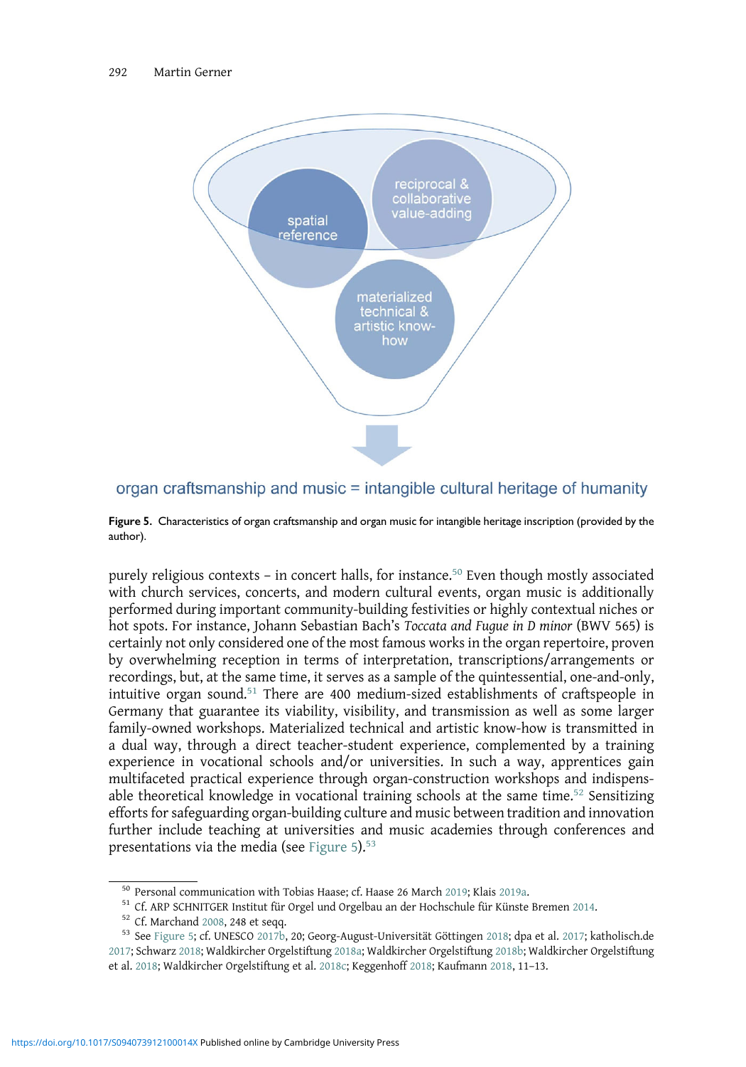spatial reference

reciprocal & collaborative value-adding

materialized technical & artistic know-how

organ craftsmanship and music = intangible cultural heritage of humanity

**Figure 5.** Characteristics of organ craftsmanship and organ music for intangible heritage inscription (provided by the author).

purely religious contexts – in concert halls, for instance.[50] Even though mostly associated with church services, concerts, and modern cultural events, organ music is additionally performed during important community-building festivities or highly contextual niches or hot spots. For instance, Johann Sebastian Bach's *Toccata and Fugue in D minor* (BWV 565) is certainly not only considered one of the most famous works in the organ repertoire, proven by overwhelming reception in terms of interpretation, transcriptions/arrangements or recordings, but, at the same time, it serves as a sample of the quintessential, one-and-only, intuitive organ sound.[51] There are 400 medium-sized establishments of craftspeople in Germany that guarantee its viability, visibility, and transmission as well as some larger family-owned workshops. Materialized technical and artistic know-how is transmitted in a dual way, through a direct teacher-student experience, complemented by a training experience in vocational schools and/or universities. In such a way, apprentices gain multifaceted practical experience through organ-construction workshops and indispensable theoretical knowledge in vocational training schools at the same time.[52] Sensitizing efforts for safeguarding organ-building culture and music between tradition and innovation further include teaching at universities and music academies through conferences and presentations via the media (see Figure 5).[53]

[50] Personal communication with Tobias Haase; cf. Haase 26 March 2019; Klais 2019a.

[51] Cf. ARP SCHNITGER Institut für Orgel und Orgelbau an der Hochschule für Künste Bremen 2014.

[52] Cf. Marchand 2008, 248 et seqq.

[53] See Figure 5; cf. UNESCO 2017b, 20; Georg-August-Universität Göttingen 2018; dpa et al. 2017; katholisch.de 2017; Schwarz 2018; Waldkircher Orgelstiftung 2018a; Waldkircher Orgelstiftung 2018b; Waldkircher Orgelstiftung et al. 2018; Waldkircher Orgelstiftung et al. 2018c; Keggenhoff 2018; Kaufmann 2018, 11–13.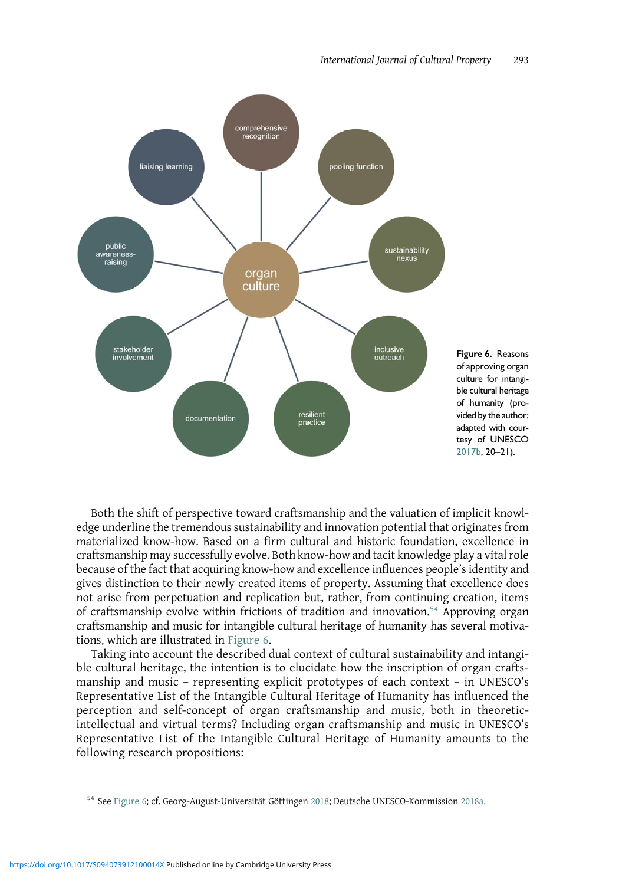organ culture

comprehensive recognition

pooling function

sustainability nexus

inclusive outreach

resilient practice

documentation

stakeholder involvement

public awareness-raising

liaising learning

**Figure 6.** Reasons of approving organ culture for intangible cultural heritage of humanity (provided by the author; adapted with courtesy of UNESCO 2017b, 20–21).

Both the shift of perspective toward craftsmanship and the valuation of implicit knowledge underline the tremendous sustainability and innovation potential that originates from materialized know-how. Based on a firm cultural and historic foundation, excellence in craftsmanship may successfully evolve. Both know-how and tacit knowledge play a vital role because of the fact that acquiring know-how and excellence influences people's identity and gives distinction to their newly created items of property. Assuming that excellence does not arise from perpetuation and replication but, rather, from continuing creation, items of craftsmanship evolve within frictions of tradition and innovation.[54] Approving organ craftsmanship and music for intangible cultural heritage of humanity has several motivations, which are illustrated in Figure 6.

Taking into account the described dual context of cultural sustainability and intangible cultural heritage, the intention is to elucidate how the inscription of organ craftsmanship and music – representing explicit prototypes of each context – in UNESCO's Representative List of the Intangible Cultural Heritage of Humanity has influenced the perception and self-concept of organ craftsmanship and music, both in theoretic-intellectual and virtual terms? Including organ craftsmanship and music in UNESCO's Representative List of the Intangible Cultural Heritage of Humanity amounts to the following research propositions:

[54] See Figure 6; cf. Georg-August-Universität Göttingen 2018; Deutsche UNESCO-Kommission 2018a.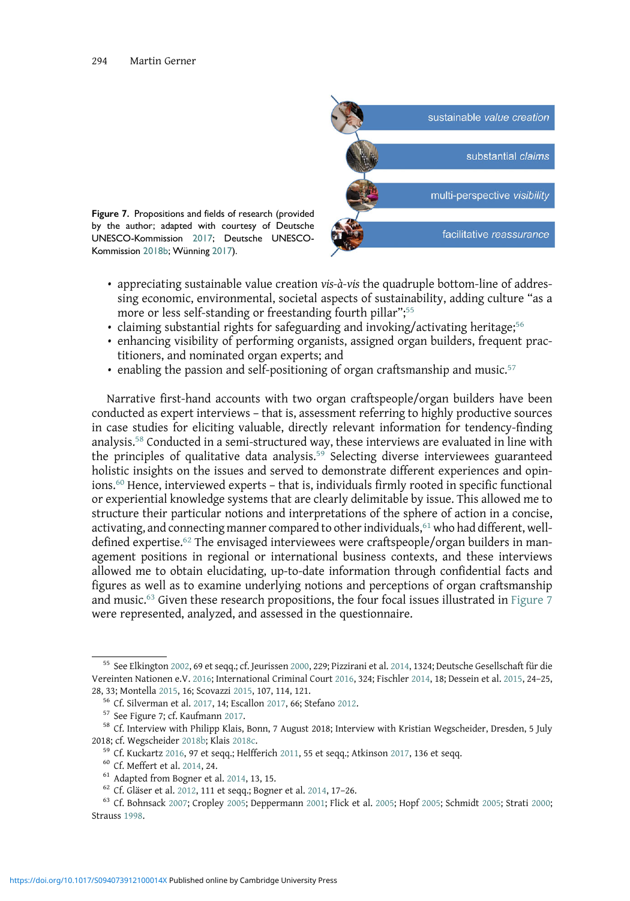sustainable *value creation*

substantial *claims*

multi-perspective *visibility*

facilitative *reassurance*

**Figure 7.** Propositions and fields of research (provided by the author; adapted with courtesy of Deutsche UNESCO-Kommission 2017; Deutsche UNESCO-Kommission 2018b; Wünning 2017).

- appreciating sustainable value creation *vis-à-vis* the quadruple bottom-line of addressing economic, environmental, societal aspects of sustainability, adding culture "as a more or less self-standing or freestanding fourth pillar";[55]
- claiming substantial rights for safeguarding and invoking/activating heritage;[56]
- enhancing visibility of performing organists, assigned organ builders, frequent practitioners, and nominated organ experts; and
- enabling the passion and self-positioning of organ craftsmanship and music.[57]

Narrative first-hand accounts with two organ craftspeople/organ builders have been conducted as expert interviews – that is, assessment referring to highly productive sources in case studies for eliciting valuable, directly relevant information for tendency-finding analysis.[58] Conducted in a semi-structured way, these interviews are evaluated in line with the principles of qualitative data analysis.[59] Selecting diverse interviewees guaranteed holistic insights on the issues and served to demonstrate different experiences and opinions.[60] Hence, interviewed experts – that is, individuals firmly rooted in specific functional or experiential knowledge systems that are clearly delimitable by issue. This allowed me to structure their particular notions and interpretations of the sphere of action in a concise, activating, and connecting manner compared to other individuals,[61] who had different, well-defined expertise.[62] The envisaged interviewees were craftspeople/organ builders in management positions in regional or international business contexts, and these interviews allowed me to obtain elucidating, up-to-date information through confidential facts and figures as well as to examine underlying notions and perceptions of organ craftsmanship and music.[63] Given these research propositions, the four focal issues illustrated in Figure 7 were represented, analyzed, and assessed in the questionnaire.

[55] See Elkington 2002, 69 et seqq.; cf. Jeurissen 2000, 229; Pizzirani et al. 2014, 1324; Deutsche Gesellschaft für die Vereinten Nationen e.V. 2016; International Criminal Court 2016, 324; Fischler 2014, 18; Dessein et al. 2015, 24–25, 28, 33; Montella 2015, 16; Scovazzi 2015, 107, 114, 121.

[56] Cf. Silverman et al. 2017, 14; Escallon 2017, 66; Stefano 2012.

[57] See Figure 7; cf. Kaufmann 2017.

[58] Cf. Interview with Philipp Klais, Bonn, 7 August 2018; Interview with Kristian Wegscheider, Dresden, 5 July 2018; cf. Wegscheider 2018b; Klais 2018c.

[59] Cf. Kuckartz 2016, 97 et seqq.; Helfferich 2011, 55 et seqq.; Atkinson 2017, 136 et seqq.

[60] Cf. Meffert et al. 2014, 24.

[61] Adapted from Bogner et al. 2014, 13, 15.

[62] Cf. Gläser et al. 2012, 111 et seqq.; Bogner et al. 2014, 17–26.

[63] Cf. Bohnsack 2007; Cropley 2005; Deppermann 2001; Flick et al. 2005; Hopf 2005; Schmidt 2005; Strati 2000; Strauss 1998.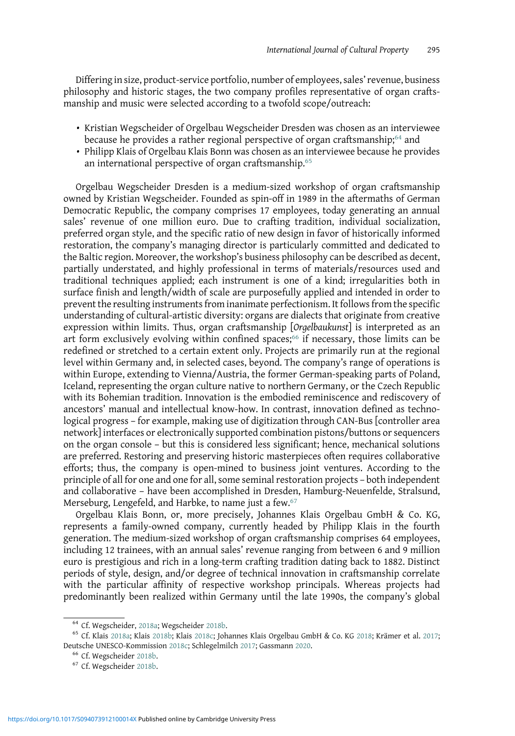Differing in size, product-service portfolio, number of employees, sales' revenue, business philosophy and historic stages, the two company profiles representative of organ craftsmanship and music were selected according to a twofold scope/outreach:

- Kristian Wegscheider of Orgelbau Wegscheider Dresden was chosen as an interviewee because he provides a rather regional perspective of organ craftsmanship;[64] and
- Philipp Klais of Orgelbau Klais Bonn was chosen as an interviewee because he provides an international perspective of organ craftsmanship.[65]

Orgelbau Wegscheider Dresden is a medium-sized workshop of organ craftsmanship owned by Kristian Wegscheider. Founded as spin-off in 1989 in the aftermaths of German Democratic Republic, the company comprises 17 employees, today generating an annual sales' revenue of one million euro. Due to crafting tradition, individual socialization, preferred organ style, and the specific ratio of new design in favor of historically informed restoration, the company's managing director is particularly committed and dedicated to the Baltic region. Moreover, the workshop's business philosophy can be described as decent, partially understated, and highly professional in terms of materials/resources used and traditional techniques applied; each instrument is one of a kind; irregularities both in surface finish and length/width of scale are purposefully applied and intended in order to prevent the resulting instruments from inanimate perfectionism. It follows from the specific understanding of cultural-artistic diversity: organs are dialects that originate from creative expression within limits. Thus, organ craftsmanship [*Orgelbaukunst*] is interpreted as an art form exclusively evolving within confined spaces;[66] if necessary, those limits can be redefined or stretched to a certain extent only. Projects are primarily run at the regional level within Germany and, in selected cases, beyond. The company's range of operations is within Europe, extending to Vienna/Austria, the former German-speaking parts of Poland, Iceland, representing the organ culture native to northern Germany, or the Czech Republic with its Bohemian tradition. Innovation is the embodied reminiscence and rediscovery of ancestors' manual and intellectual know-how. In contrast, innovation defined as technological progress – for example, making use of digitization through CAN-Bus [controller area network] interfaces or electronically supported combination pistons/buttons or sequencers on the organ console – but this is considered less significant; hence, mechanical solutions are preferred. Restoring and preserving historic masterpieces often requires collaborative efforts; thus, the company is open-mined to business joint ventures. According to the principle of all for one and one for all, some seminal restoration projects – both independent and collaborative – have been accomplished in Dresden, Hamburg-Neuenfelde, Stralsund, Merseburg, Lengefeld, and Harbke, to name just a few.[67]

Orgelbau Klais Bonn, or, more precisely, Johannes Klais Orgelbau GmbH & Co. KG, represents a family-owned company, currently headed by Philipp Klais in the fourth generation. The medium-sized workshop of organ craftsmanship comprises 64 employees, including 12 trainees, with an annual sales' revenue ranging from between 6 and 9 million euro is prestigious and rich in a long-term crafting tradition dating back to 1882. Distinct periods of style, design, and/or degree of technical innovation in craftsmanship correlate with the particular affinity of respective workshop principals. Whereas projects had predominantly been realized within Germany until the late 1990s, the company's global

---

[64] Cf. Wegscheider, 2018a; Wegscheider 2018b.

[65] Cf. Klais 2018a; Klais 2018b; Klais 2018c; Johannes Klais Orgelbau GmbH & Co. KG 2018; Krämer et al. 2017; Deutsche UNESCO-Kommission 2018c; Schlegelmilch 2017; Gassmann 2020.

[66] Cf. Wegscheider 2018b.

[67] Cf. Wegscheider 2018b.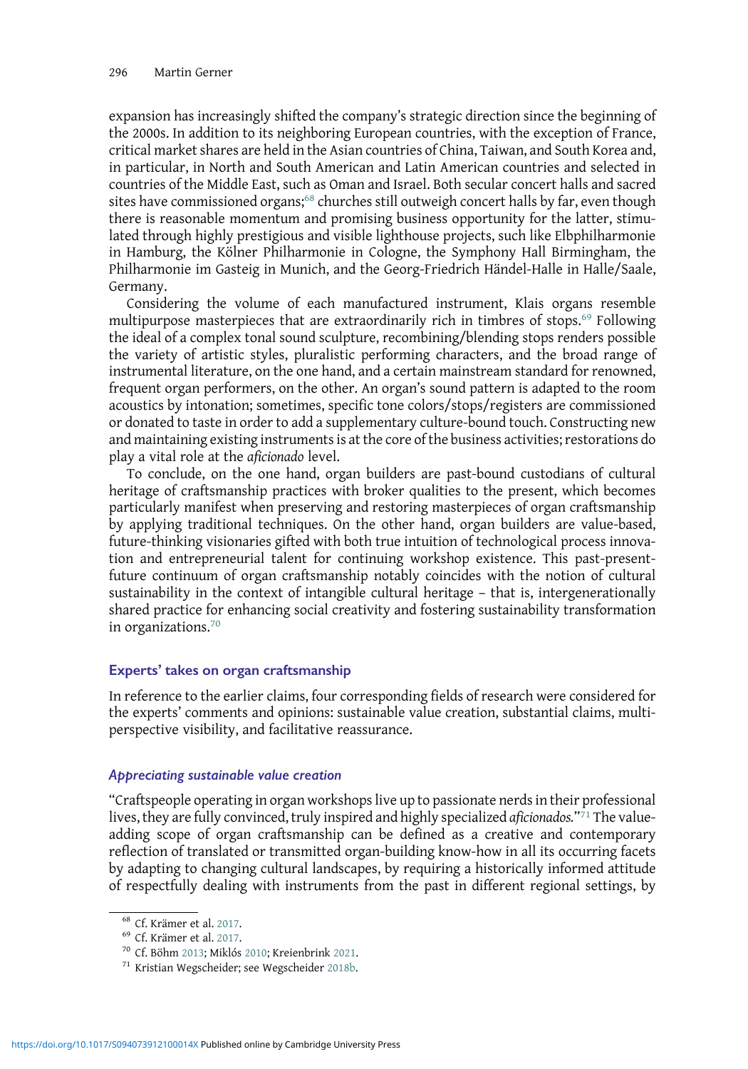expansion has increasingly shifted the company's strategic direction since the beginning of the 2000s. In addition to its neighboring European countries, with the exception of France, critical market shares are held in the Asian countries of China, Taiwan, and South Korea and, in particular, in North and South American and Latin American countries and selected in countries of the Middle East, such as Oman and Israel. Both secular concert halls and sacred sites have commissioned organs;[68] churches still outweigh concert halls by far, even though there is reasonable momentum and promising business opportunity for the latter, stimulated through highly prestigious and visible lighthouse projects, such like Elbphilharmonie in Hamburg, the Kölner Philharmonie in Cologne, the Symphony Hall Birmingham, the Philharmonie im Gasteig in Munich, and the Georg-Friedrich Händel-Halle in Halle/Saale, Germany.

Considering the volume of each manufactured instrument, Klais organs resemble multipurpose masterpieces that are extraordinarily rich in timbres of stops.[69] Following the ideal of a complex tonal sound sculpture, recombining/blending stops renders possible the variety of artistic styles, pluralistic performing characters, and the broad range of instrumental literature, on the one hand, and a certain mainstream standard for renowned, frequent organ performers, on the other. An organ's sound pattern is adapted to the room acoustics by intonation; sometimes, specific tone colors/stops/registers are commissioned or donated to taste in order to add a supplementary culture-bound touch. Constructing new and maintaining existing instruments is at the core of the business activities; restorations do play a vital role at the *aficionado* level.

To conclude, on the one hand, organ builders are past-bound custodians of cultural heritage of craftsmanship practices with broker qualities to the present, which becomes particularly manifest when preserving and restoring masterpieces of organ craftsmanship by applying traditional techniques. On the other hand, organ builders are value-based, future-thinking visionaries gifted with both true intuition of technological process innovation and entrepreneurial talent for continuing workshop existence. This past-present-future continuum of organ craftsmanship notably coincides with the notion of cultural sustainability in the context of intangible cultural heritage – that is, intergenerationally shared practice for enhancing social creativity and fostering sustainability transformation in organizations.[70]

## Experts' takes on organ craftsmanship

In reference to the earlier claims, four corresponding fields of research were considered for the experts' comments and opinions: sustainable value creation, substantial claims, multi-perspective visibility, and facilitative reassurance.

### *Appreciating sustainable value creation*

"Craftspeople operating in organ workshops live up to passionate nerds in their professional lives, they are fully convinced, truly inspired and highly specialized *aficionados.*"[71] The value-adding scope of organ craftsmanship can be defined as a creative and contemporary reflection of translated or transmitted organ-building know-how in all its occurring facets by adapting to changing cultural landscapes, by requiring a historically informed attitude of respectfully dealing with instruments from the past in different regional settings, by

[68] Cf. Krämer et al. 2017.

[69] Cf. Krämer et al. 2017.

[70] Cf. Böhm 2013; Miklós 2010; Kreienbrink 2021.

[71] Kristian Wegscheider; see Wegscheider 2018b.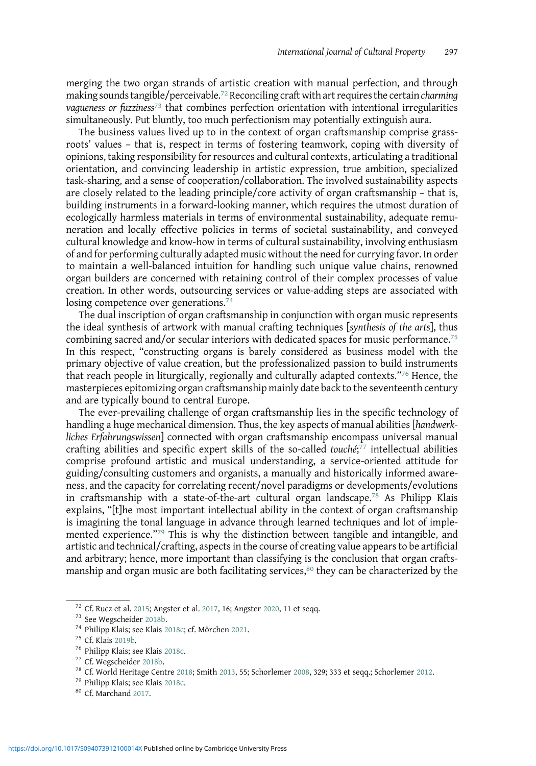merging the two organ strands of artistic creation with manual perfection, and through making sounds tangible/perceivable.[72] Reconciling craft with art requires the certain *charming vagueness or fuzziness*[73] that combines perfection orientation with intentional irregularities simultaneously. Put bluntly, too much perfectionism may potentially extinguish aura.

The business values lived up to in the context of organ craftsmanship comprise grassroots' values – that is, respect in terms of fostering teamwork, coping with diversity of opinions, taking responsibility for resources and cultural contexts, articulating a traditional orientation, and convincing leadership in artistic expression, true ambition, specialized task-sharing, and a sense of cooperation/collaboration. The involved sustainability aspects are closely related to the leading principle/core activity of organ craftsmanship – that is, building instruments in a forward-looking manner, which requires the utmost duration of ecologically harmless materials in terms of environmental sustainability, adequate remuneration and locally effective policies in terms of societal sustainability, and conveyed cultural knowledge and know-how in terms of cultural sustainability, involving enthusiasm of and for performing culturally adapted music without the need for currying favor. In order to maintain a well-balanced intuition for handling such unique value chains, renowned organ builders are concerned with retaining control of their complex processes of value creation. In other words, outsourcing services or value-adding steps are associated with losing competence over generations.[74]

The dual inscription of organ craftsmanship in conjunction with organ music represents the ideal synthesis of artwork with manual crafting techniques [*synthesis of the arts*], thus combining sacred and/or secular interiors with dedicated spaces for music performance.[75] In this respect, "constructing organs is barely considered as business model with the primary objective of value creation, but the professionalized passion to build instruments that reach people in liturgically, regionally and culturally adapted contexts."[76] Hence, the masterpieces epitomizing organ craftsmanship mainly date back to the seventeenth century and are typically bound to central Europe.

The ever-prevailing challenge of organ craftsmanship lies in the specific technology of handling a huge mechanical dimension. Thus, the key aspects of manual abilities [*handwerkliches Erfahrungswissen*] connected with organ craftsmanship encompass universal manual crafting abilities and specific expert skills of the so-called *touché*;[77] intellectual abilities comprise profound artistic and musical understanding, a service-oriented attitude for guiding/consulting customers and organists, a manually and historically informed awareness, and the capacity for correlating recent/novel paradigms or developments/evolutions in craftsmanship with a state-of-the-art cultural organ landscape.[78] As Philipp Klais explains, "[t]he most important intellectual ability in the context of organ craftsmanship is imagining the tonal language in advance through learned techniques and lot of implemented experience."[79] This is why the distinction between tangible and intangible, and artistic and technical/crafting, aspects in the course of creating value appears to be artificial and arbitrary; hence, more important than classifying is the conclusion that organ craftsmanship and organ music are both facilitating services,[80] they can be characterized by the

---

[72] Cf. Rucz et al. 2015; Angster et al. 2017, 16; Angster 2020, 11 et seqq.

[73] See Wegscheider 2018b.

[74] Philipp Klais; see Klais 2018c; cf. Mörchen 2021.

[75] Cf. Klais 2019b.

[76] Philipp Klais; see Klais 2018c.

[77] Cf. Wegscheider 2018b.

[78] Cf. World Heritage Centre 2018; Smith 2013, 55; Schorlemer 2008, 329; 333 et seqq.; Schorlemer 2012.

[79] Philipp Klais; see Klais 2018c.

[80] Cf. Marchand 2017.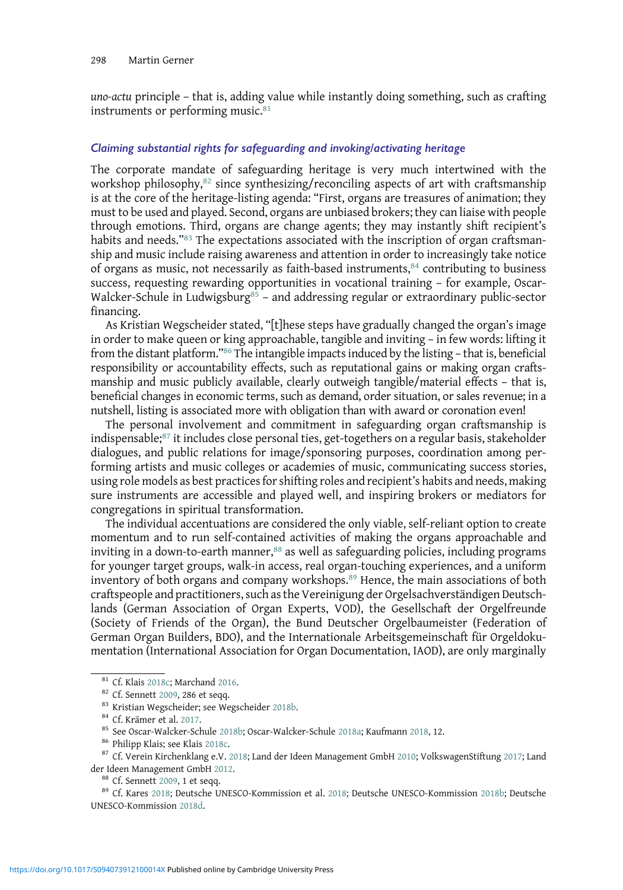*uno-actu* principle – that is, adding value while instantly doing something, such as crafting instruments or performing music.[81]

### *Claiming substantial rights for safeguarding and invoking/activating heritage*

The corporate mandate of safeguarding heritage is very much intertwined with the workshop philosophy,[82] since synthesizing/reconciling aspects of art with craftsmanship is at the core of the heritage-listing agenda: "First, organs are treasures of animation; they must to be used and played. Second, organs are unbiased brokers; they can liaise with people through emotions. Third, organs are change agents; they may instantly shift recipient's habits and needs."[83] The expectations associated with the inscription of organ craftsmanship and music include raising awareness and attention in order to increasingly take notice of organs as music, not necessarily as faith-based instruments,[84] contributing to business success, requesting rewarding opportunities in vocational training – for example, Oscar-Walcker-Schule in Ludwigsburg[85] – and addressing regular or extraordinary public-sector financing.

As Kristian Wegscheider stated, "[t]hese steps have gradually changed the organ's image in order to make queen or king approachable, tangible and inviting – in few words: lifting it from the distant platform."[86] The intangible impacts induced by the listing – that is, beneficial responsibility or accountability effects, such as reputational gains or making organ craftsmanship and music publicly available, clearly outweigh tangible/material effects – that is, beneficial changes in economic terms, such as demand, order situation, or sales revenue; in a nutshell, listing is associated more with obligation than with award or coronation even!

The personal involvement and commitment in safeguarding organ craftsmanship is indispensable;[87] it includes close personal ties, get-togethers on a regular basis, stakeholder dialogues, and public relations for image/sponsoring purposes, coordination among performing artists and music colleges or academies of music, communicating success stories, using role models as best practices for shifting roles and recipient's habits and needs, making sure instruments are accessible and played well, and inspiring brokers or mediators for congregations in spiritual transformation.

The individual accentuations are considered the only viable, self-reliant option to create momentum and to run self-contained activities of making the organs approachable and inviting in a down-to-earth manner,[88] as well as safeguarding policies, including programs for younger target groups, walk-in access, real organ-touching experiences, and a uniform inventory of both organs and company workshops.[89] Hence, the main associations of both craftspeople and practitioners, such as the Vereinigung der Orgelsachverständigen Deutschlands (German Association of Organ Experts, VOD), the Gesellschaft der Orgelfreunde (Society of Friends of the Organ), the Bund Deutscher Orgelbaumeister (Federation of German Organ Builders, BDO), and the Internationale Arbeitsgemeinschaft für Orgeldokumentation (International Association for Organ Documentation, IAOD), are only marginally

---

[81] Cf. Klais 2018c; Marchand 2016.

[82] Cf. Sennett 2009, 286 et seqq.

[83] Kristian Wegscheider; see Wegscheider 2018b.

[84] Cf. Krämer et al. 2017.

[85] See Oscar-Walcker-Schule 2018b; Oscar-Walcker-Schule 2018a; Kaufmann 2018, 12.

[86] Philipp Klais; see Klais 2018c.

[87] Cf. Verein Kirchenklang e.V. 2018; Land der Ideen Management GmbH 2010; VolkswagenStiftung 2017; Land der Ideen Management GmbH 2012.

[88] Cf. Sennett 2009, 1 et seqq.

[89] Cf. Kares 2018; Deutsche UNESCO-Kommission et al. 2018; Deutsche UNESCO-Kommission 2018b; Deutsche UNESCO-Kommission 2018d.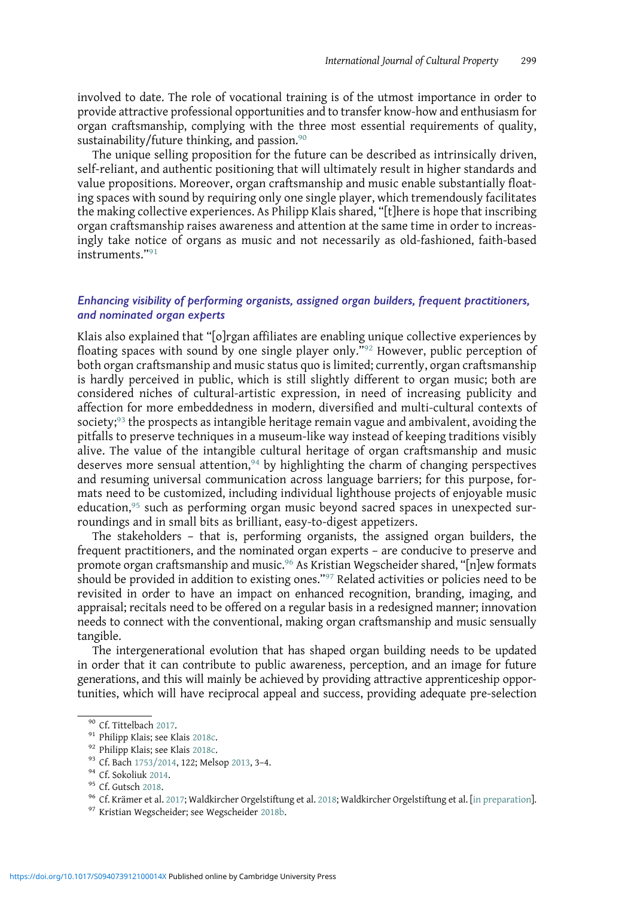involved to date. The role of vocational training is of the utmost importance in order to provide attractive professional opportunities and to transfer know-how and enthusiasm for organ craftsmanship, complying with the three most essential requirements of quality, sustainability/future thinking, and passion.[90]

The unique selling proposition for the future can be described as intrinsically driven, self-reliant, and authentic positioning that will ultimately result in higher standards and value propositions. Moreover, organ craftsmanship and music enable substantially floating spaces with sound by requiring only one single player, which tremendously facilitates the making collective experiences. As Philipp Klais shared, "[t]here is hope that inscribing organ craftsmanship raises awareness and attention at the same time in order to increasingly take notice of organs as music and not necessarily as old-fashioned, faith-based instruments."[91]

### *Enhancing visibility of performing organists, assigned organ builders, frequent practitioners, and nominated organ experts*

Klais also explained that "[o]rgan affiliates are enabling unique collective experiences by floating spaces with sound by one single player only."[92] However, public perception of both organ craftsmanship and music status quo is limited; currently, organ craftsmanship is hardly perceived in public, which is still slightly different to organ music; both are considered niches of cultural-artistic expression, in need of increasing publicity and affection for more embeddedness in modern, diversified and multi-cultural contexts of society;[93] the prospects as intangible heritage remain vague and ambivalent, avoiding the pitfalls to preserve techniques in a museum-like way instead of keeping traditions visibly alive. The value of the intangible cultural heritage of organ craftsmanship and music deserves more sensual attention,[94] by highlighting the charm of changing perspectives and resuming universal communication across language barriers; for this purpose, formats need to be customized, including individual lighthouse projects of enjoyable music education,[95] such as performing organ music beyond sacred spaces in unexpected surroundings and in small bits as brilliant, easy-to-digest appetizers.

The stakeholders – that is, performing organists, the assigned organ builders, the frequent practitioners, and the nominated organ experts – are conducive to preserve and promote organ craftsmanship and music.[96] As Kristian Wegscheider shared, "[n]ew formats should be provided in addition to existing ones."[97] Related activities or policies need to be revisited in order to have an impact on enhanced recognition, branding, imaging, and appraisal; recitals need to be offered on a regular basis in a redesigned manner; innovation needs to connect with the conventional, making organ craftsmanship and music sensually tangible.

The intergenerational evolution that has shaped organ building needs to be updated in order that it can contribute to public awareness, perception, and an image for future generations, and this will mainly be achieved by providing attractive apprenticeship opportunities, which will have reciprocal appeal and success, providing adequate pre-selection

---

[90] Cf. Tittelbach 2017.

[91] Philipp Klais; see Klais 2018c.

[92] Philipp Klais; see Klais 2018c.

[93] Cf. Bach 1753/2014, 122; Melsop 2013, 3–4.

[94] Cf. Sokoliuk 2014.

[95] Cf. Gutsch 2018.

[96] Cf. Krämer et al. 2017; Waldkircher Orgelstiftung et al. 2018; Waldkircher Orgelstiftung et al. [in preparation].

[97] Kristian Wegscheider; see Wegscheider 2018b.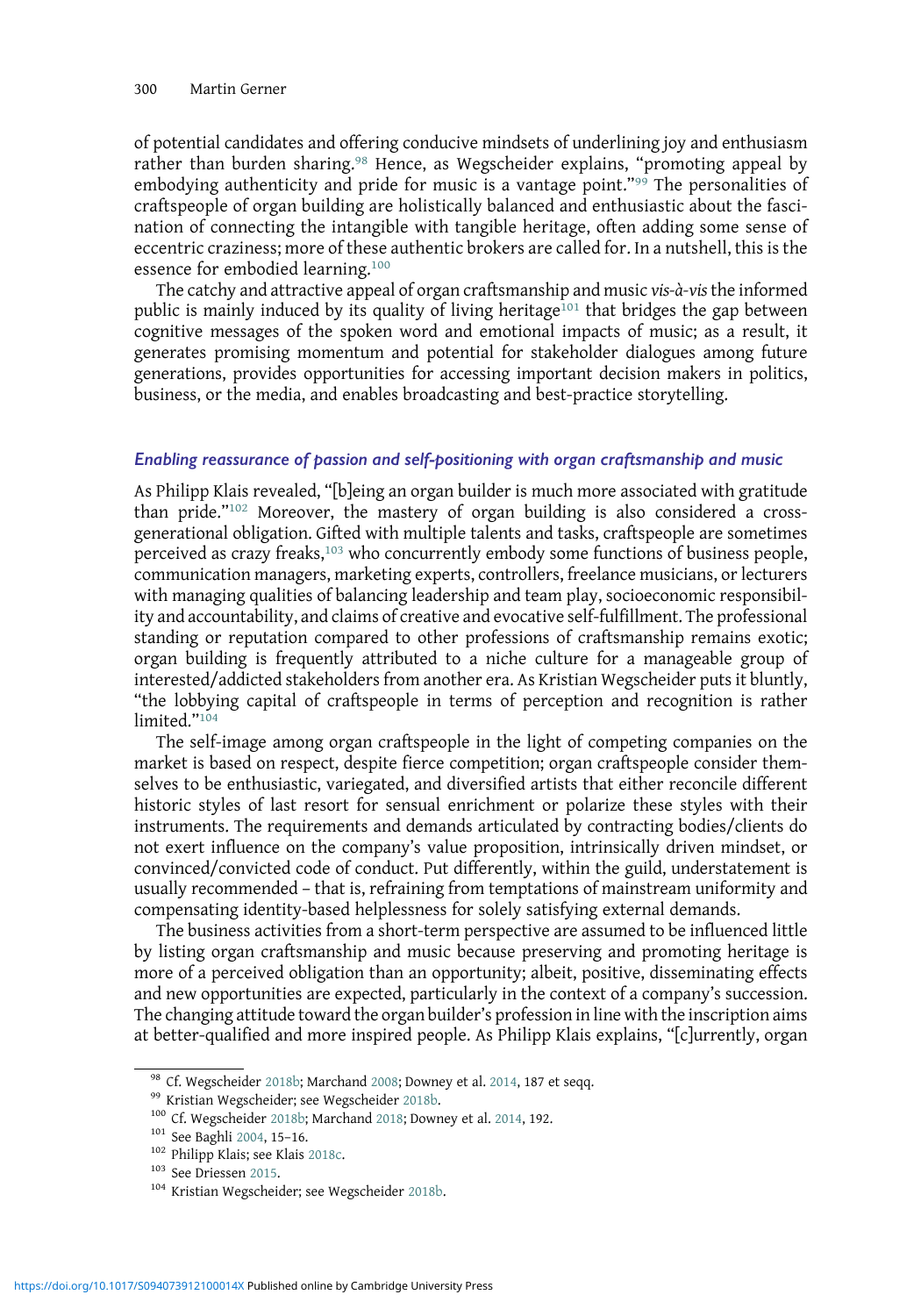of potential candidates and offering conducive mindsets of underlining joy and enthusiasm rather than burden sharing.[98] Hence, as Wegscheider explains, "promoting appeal by embodying authenticity and pride for music is a vantage point."[99] The personalities of craftspeople of organ building are holistically balanced and enthusiastic about the fascination of connecting the intangible with tangible heritage, often adding some sense of eccentric craziness; more of these authentic brokers are called for. In a nutshell, this is the essence for embodied learning.[100]

The catchy and attractive appeal of organ craftsmanship and music *vis-à-vis* the informed public is mainly induced by its quality of living heritage[101] that bridges the gap between cognitive messages of the spoken word and emotional impacts of music; as a result, it generates promising momentum and potential for stakeholder dialogues among future generations, provides opportunities for accessing important decision makers in politics, business, or the media, and enables broadcasting and best-practice storytelling.

### *Enabling reassurance of passion and self-positioning with organ craftsmanship and music*

As Philipp Klais revealed, "[b]eing an organ builder is much more associated with gratitude than pride."[102] Moreover, the mastery of organ building is also considered a cross-generational obligation. Gifted with multiple talents and tasks, craftspeople are sometimes perceived as crazy freaks,[103] who concurrently embody some functions of business people, communication managers, marketing experts, controllers, freelance musicians, or lecturers with managing qualities of balancing leadership and team play, socioeconomic responsibility and accountability, and claims of creative and evocative self-fulfillment. The professional standing or reputation compared to other professions of craftsmanship remains exotic; organ building is frequently attributed to a niche culture for a manageable group of interested/addicted stakeholders from another era. As Kristian Wegscheider puts it bluntly, "the lobbying capital of craftspeople in terms of perception and recognition is rather limited."[104]

The self-image among organ craftspeople in the light of competing companies on the market is based on respect, despite fierce competition; organ craftspeople consider themselves to be enthusiastic, variegated, and diversified artists that either reconcile different historic styles of last resort for sensual enrichment or polarize these styles with their instruments. The requirements and demands articulated by contracting bodies/clients do not exert influence on the company's value proposition, intrinsically driven mindset, or convinced/convicted code of conduct. Put differently, within the guild, understatement is usually recommended – that is, refraining from temptations of mainstream uniformity and compensating identity-based helplessness for solely satisfying external demands.

The business activities from a short-term perspective are assumed to be influenced little by listing organ craftsmanship and music because preserving and promoting heritage is more of a perceived obligation than an opportunity; albeit, positive, disseminating effects and new opportunities are expected, particularly in the context of a company's succession. The changing attitude toward the organ builder's profession in line with the inscription aims at better-qualified and more inspired people. As Philipp Klais explains, "[c]urrently, organ

---

[98] Cf. Wegscheider 2018b; Marchand 2008; Downey et al. 2014, 187 et seqq.

[99] Kristian Wegscheider; see Wegscheider 2018b.

[100] Cf. Wegscheider 2018b; Marchand 2018; Downey et al. 2014, 192.

[101] See Baghli 2004, 15–16.

[102] Philipp Klais; see Klais 2018c.

[103] See Driessen 2015.

[104] Kristian Wegscheider; see Wegscheider 2018b.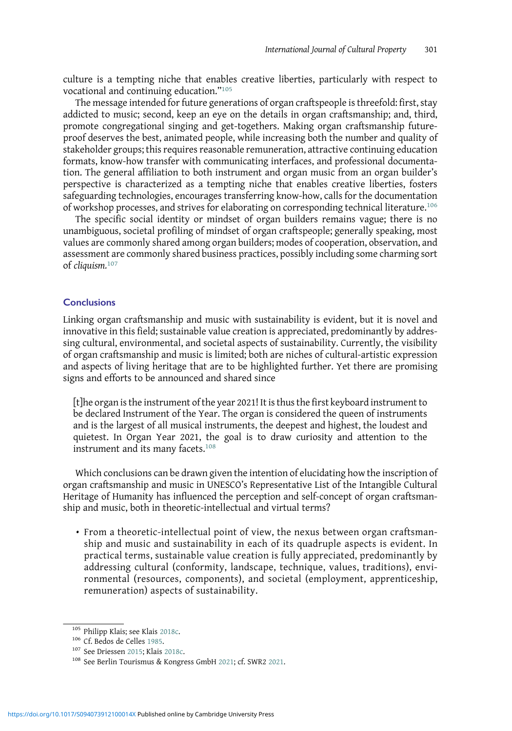culture is a tempting niche that enables creative liberties, particularly with respect to vocational and continuing education."[105]

The message intended for future generations of organ craftspeople is threefold: first, stay addicted to music; second, keep an eye on the details in organ craftsmanship; and, third, promote congregational singing and get-togethers. Making organ craftsmanship future-proof deserves the best, animated people, while increasing both the number and quality of stakeholder groups; this requires reasonable remuneration, attractive continuing education formats, know-how transfer with communicating interfaces, and professional documentation. The general affiliation to both instrument and organ music from an organ builder's perspective is characterized as a tempting niche that enables creative liberties, fosters safeguarding technologies, encourages transferring know-how, calls for the documentation of workshop processes, and strives for elaborating on corresponding technical literature.[106]

The specific social identity or mindset of organ builders remains vague; there is no unambiguous, societal profiling of mindset of organ craftspeople; generally speaking, most values are commonly shared among organ builders; modes of cooperation, observation, and assessment are commonly shared business practices, possibly including some charming sort of *cliquism*.[107]

## Conclusions

Linking organ craftsmanship and music with sustainability is evident, but it is novel and innovative in this field; sustainable value creation is appreciated, predominantly by addressing cultural, environmental, and societal aspects of sustainability. Currently, the visibility of organ craftsmanship and music is limited; both are niches of cultural-artistic expression and aspects of living heritage that are to be highlighted further. Yet there are promising signs and efforts to be announced and shared since

> [t]he organ is the instrument of the year 2021! It is thus the first keyboard instrument to be declared Instrument of the Year. The organ is considered the queen of instruments and is the largest of all musical instruments, the deepest and highest, the loudest and quietest. In Organ Year 2021, the goal is to draw curiosity and attention to the instrument and its many facets.[108]

Which conclusions can be drawn given the intention of elucidating how the inscription of organ craftsmanship and music in UNESCO's Representative List of the Intangible Cultural Heritage of Humanity has influenced the perception and self-concept of organ craftsmanship and music, both in theoretic-intellectual and virtual terms?

- From a theoretic-intellectual point of view, the nexus between organ craftsmanship and music and sustainability in each of its quadruple aspects is evident. In practical terms, sustainable value creation is fully appreciated, predominantly by addressing cultural (conformity, landscape, technique, values, traditions), environmental (resources, components), and societal (employment, apprenticeship, remuneration) aspects of sustainability.

---

[105] Philipp Klais; see Klais 2018c.

[106] Cf. Bedos de Celles 1985.

[107] See Driessen 2015; Klais 2018c.

[108] See Berlin Tourismus & Kongress GmbH 2021; cf. SWR2 2021.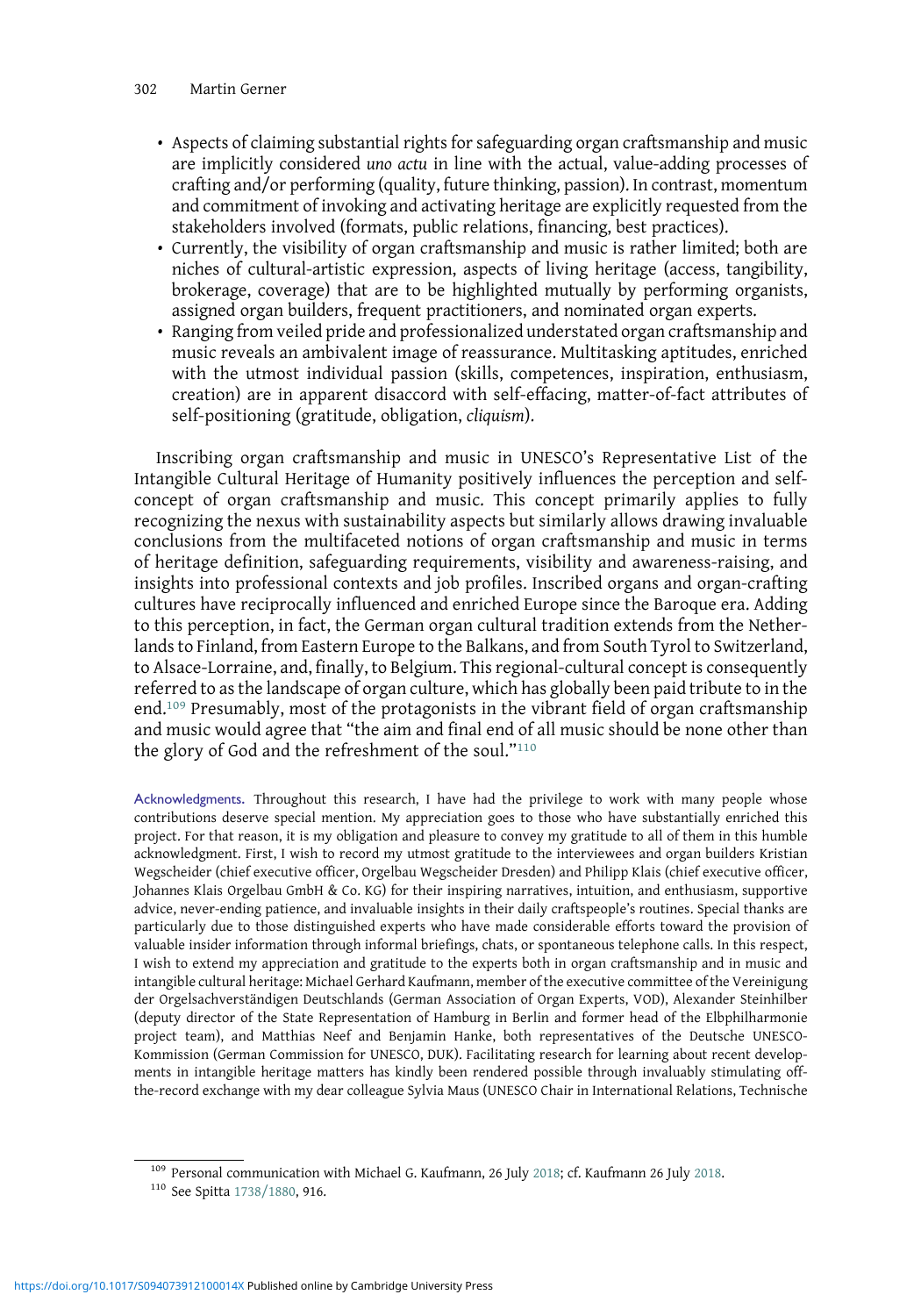- Aspects of claiming substantial rights for safeguarding organ craftsmanship and music are implicitly considered *uno actu* in line with the actual, value-adding processes of crafting and/or performing (quality, future thinking, passion). In contrast, momentum and commitment of invoking and activating heritage are explicitly requested from the stakeholders involved (formats, public relations, financing, best practices).
- Currently, the visibility of organ craftsmanship and music is rather limited; both are niches of cultural-artistic expression, aspects of living heritage (access, tangibility, brokerage, coverage) that are to be highlighted mutually by performing organists, assigned organ builders, frequent practitioners, and nominated organ experts.
- Ranging from veiled pride and professionalized understated organ craftsmanship and music reveals an ambivalent image of reassurance. Multitasking aptitudes, enriched with the utmost individual passion (skills, competences, inspiration, enthusiasm, creation) are in apparent disaccord with self-effacing, matter-of-fact attributes of self-positioning (gratitude, obligation, *cliquism*).

Inscribing organ craftsmanship and music in UNESCO's Representative List of the Intangible Cultural Heritage of Humanity positively influences the perception and self-concept of organ craftsmanship and music. This concept primarily applies to fully recognizing the nexus with sustainability aspects but similarly allows drawing invaluable conclusions from the multifaceted notions of organ craftsmanship and music in terms of heritage definition, safeguarding requirements, visibility and awareness-raising, and insights into professional contexts and job profiles. Inscribed organs and organ-crafting cultures have reciprocally influenced and enriched Europe since the Baroque era. Adding to this perception, in fact, the German organ cultural tradition extends from the Netherlands to Finland, from Eastern Europe to the Balkans, and from South Tyrol to Switzerland, to Alsace-Lorraine, and, finally, to Belgium. This regional-cultural concept is consequently referred to as the landscape of organ culture, which has globally been paid tribute to in the end.[109] Presumably, most of the protagonists in the vibrant field of organ craftsmanship and music would agree that "the aim and final end of all music should be none other than the glory of God and the refreshment of the soul."[110]

**Acknowledgments.** Throughout this research, I have had the privilege to work with many people whose contributions deserve special mention. My appreciation goes to those who have substantially enriched this project. For that reason, it is my obligation and pleasure to convey my gratitude to all of them in this humble acknowledgment. First, I wish to record my utmost gratitude to the interviewees and organ builders Kristian Wegscheider (chief executive officer, Orgelbau Wegscheider Dresden) and Philipp Klais (chief executive officer, Johannes Klais Orgelbau GmbH & Co. KG) for their inspiring narratives, intuition, and enthusiasm, supportive advice, never-ending patience, and invaluable insights in their daily craftspeople's routines. Special thanks are particularly due to those distinguished experts who have made considerable efforts toward the provision of valuable insider information through informal briefings, chats, or spontaneous telephone calls. In this respect, I wish to extend my appreciation and gratitude to the experts both in organ craftsmanship and in music and intangible cultural heritage: Michael Gerhard Kaufmann, member of the executive committee of the Vereinigung der Orgelsachverständigen Deutschlands (German Association of Organ Experts, VOD), Alexander Steinhilber (deputy director of the State Representation of Hamburg in Berlin and former head of the Elbphilharmonie project team), and Matthias Neef and Benjamin Hanke, both representatives of the Deutsche UNESCO-Kommission (German Commission for UNESCO, DUK). Facilitating research for learning about recent developments in intangible heritage matters has kindly been rendered possible through invaluably stimulating off-the-record exchange with my dear colleague Sylvia Maus (UNESCO Chair in International Relations, Technische

[109] Personal communication with Michael G. Kaufmann, 26 July 2018; cf. Kaufmann 26 July 2018.

[110] See Spitta 1738/1880, 916.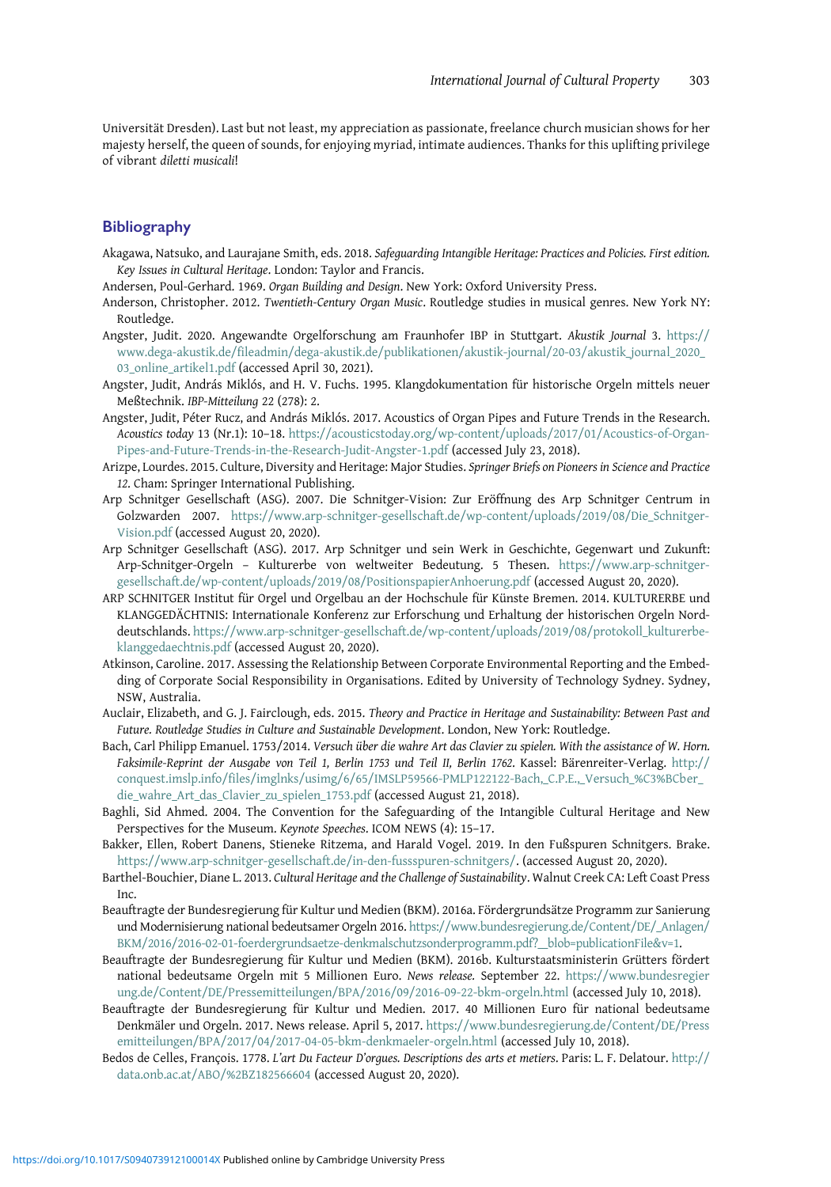Universität Dresden). Last but not least, my appreciation as passionate, freelance church musician shows for her majesty herself, the queen of sounds, for enjoying myriad, intimate audiences. Thanks for this uplifting privilege of vibrant *diletti musicali*!

## Bibliography

Akagawa, Natsuko, and Laurajane Smith, eds. 2018. *Safeguarding Intangible Heritage: Practices and Policies. First edition. Key Issues in Cultural Heritage*. London: Taylor and Francis.

Andersen, Poul-Gerhard. 1969. *Organ Building and Design*. New York: Oxford University Press.

Anderson, Christopher. 2012. *Twentieth-Century Organ Music*. Routledge studies in musical genres. New York NY: Routledge.

Angster, Judit. 2020. Angewandte Orgelforschung am Fraunhofer IBP in Stuttgart. *Akustik Journal* 3. https://www.dega-akustik.de/fileadmin/dega-akustik.de/publikationen/akustik-journal/20-03/akustik_journal_2020_03_online_artikel1.pdf (accessed April 30, 2021).

Angster, Judit, András Miklós, and H. V. Fuchs. 1995. Klangdokumentation für historische Orgeln mittels neuer Meßtechnik. *IBP-Mitteilung* 22 (278): 2.

Angster, Judit, Péter Rucz, and András Miklós. 2017. Acoustics of Organ Pipes and Future Trends in the Research. *Acoustics today* 13 (Nr.1): 10–18. https://acousticstoday.org/wp-content/uploads/2017/01/Acoustics-of-Organ-Pipes-and-Future-Trends-in-the-Research-Judit-Angster-1.pdf (accessed July 23, 2018).

Arizpe, Lourdes. 2015. Culture, Diversity and Heritage: Major Studies. *Springer Briefs on Pioneers in Science and Practice 12*. Cham: Springer International Publishing.

Arp Schnitger Gesellschaft (ASG). 2007. Die Schnitger-Vision: Zur Eröffnung des Arp Schnitger Centrum in Golzwarden 2007. https://www.arp-schnitger-gesellschaft.de/wp-content/uploads/2019/08/Die_Schnitger-Vision.pdf (accessed August 20, 2020).

Arp Schnitger Gesellschaft (ASG). 2017. Arp Schnitger und sein Werk in Geschichte, Gegenwart und Zukunft: Arp-Schnitger-Orgeln – Kulturerbe von weltweiter Bedeutung. 5 Thesen. https://www.arp-schnitger-gesellschaft.de/wp-content/uploads/2019/08/PositionspapierAnhoerung.pdf (accessed August 20, 2020).

ARP SCHNITGER Institut für Orgel und Orgelbau an der Hochschule für Künste Bremen. 2014. KULTURERBE und KLANGGEDÄCHTNIS: Internationale Konferenz zur Erforschung und Erhaltung der historischen Orgeln Norddeutschlands. https://www.arp-schnitger-gesellschaft.de/wp-content/uploads/2019/08/protokoll_kulturerbe-klanggedaechtnis.pdf (accessed August 20, 2020).

Atkinson, Caroline. 2017. Assessing the Relationship Between Corporate Environmental Reporting and the Embedding of Corporate Social Responsibility in Organisations. Edited by University of Technology Sydney. Sydney, NSW, Australia.

Auclair, Elizabeth, and G. J. Fairclough, eds. 2015. *Theory and Practice in Heritage and Sustainability: Between Past and Future. Routledge Studies in Culture and Sustainable Development*. London, New York: Routledge.

Bach, Carl Philipp Emanuel. 1753/2014. *Versuch über die wahre Art das Clavier zu spielen. With the assistance of W. Horn. Faksimile-Reprint der Ausgabe von Teil 1, Berlin 1753 und Teil II, Berlin 1762*. Kassel: Bärenreiter-Verlag. http://conquest.imslp.info/files/imglnks/usimg/6/65/IMSLP59566-PMLP122122-Bach,_C.P.E.,_Versuch_%C3%BCber_die_wahre_Art_das_Clavier_zu_spielen_1753.pdf (accessed August 21, 2018).

Baghli, Sid Ahmed. 2004. The Convention for the Safeguarding of the Intangible Cultural Heritage and New Perspectives for the Museum. *Keynote Speeches*. ICOM NEWS (4): 15–17.

Bakker, Ellen, Robert Danens, Stieneke Ritzema, and Harald Vogel. 2019. In den Fußspuren Schnitgers. Brake. https://www.arp-schnitger-gesellschaft.de/in-den-fussspuren-schnitgers/. (accessed August 20, 2020).

Barthel-Bouchier, Diane L. 2013. *Cultural Heritage and the Challenge of Sustainability*. Walnut Creek CA: Left Coast Press Inc.

Beauftragte der Bundesregierung für Kultur und Medien (BKM). 2016a. Fördergrundsätze Programm zur Sanierung und Modernisierung national bedeutsamer Orgeln 2016. https://www.bundesregierung.de/Content/DE/_Anlagen/BKM/2016/2016-02-01-foerdergrundsaetze-denkmalschutzsonderprogramm.pdf?__blob=publicationFile&v=1.

Beauftragte der Bundesregierung für Kultur und Medien (BKM). 2016b. Kulturstaatsministerin Grütters fördert national bedeutsame Orgeln mit 5 Millionen Euro. *News release*. September 22. https://www.bundesregierung.de/Content/DE/Pressemitteilungen/BPA/2016/09/2016-09-22-bkm-orgeln.html (accessed July 10, 2018).

Beauftragte der Bundesregierung für Kultur und Medien. 2017. 40 Millionen Euro für national bedeutsame Denkmäler und Orgeln. 2017. News release. April 5, 2017. https://www.bundesregierung.de/Content/DE/Pressemitteilungen/BPA/2017/04/2017-04-05-bkm-denkmaeler-orgeln.html (accessed July 10, 2018).

Bedos de Celles, François. 1778. *L'art Du Facteur D'orgues. Descriptions des arts et metiers*. Paris: L. F. Delatour. http://data.onb.ac.at/ABO/%2BZ182566604 (accessed August 20, 2020).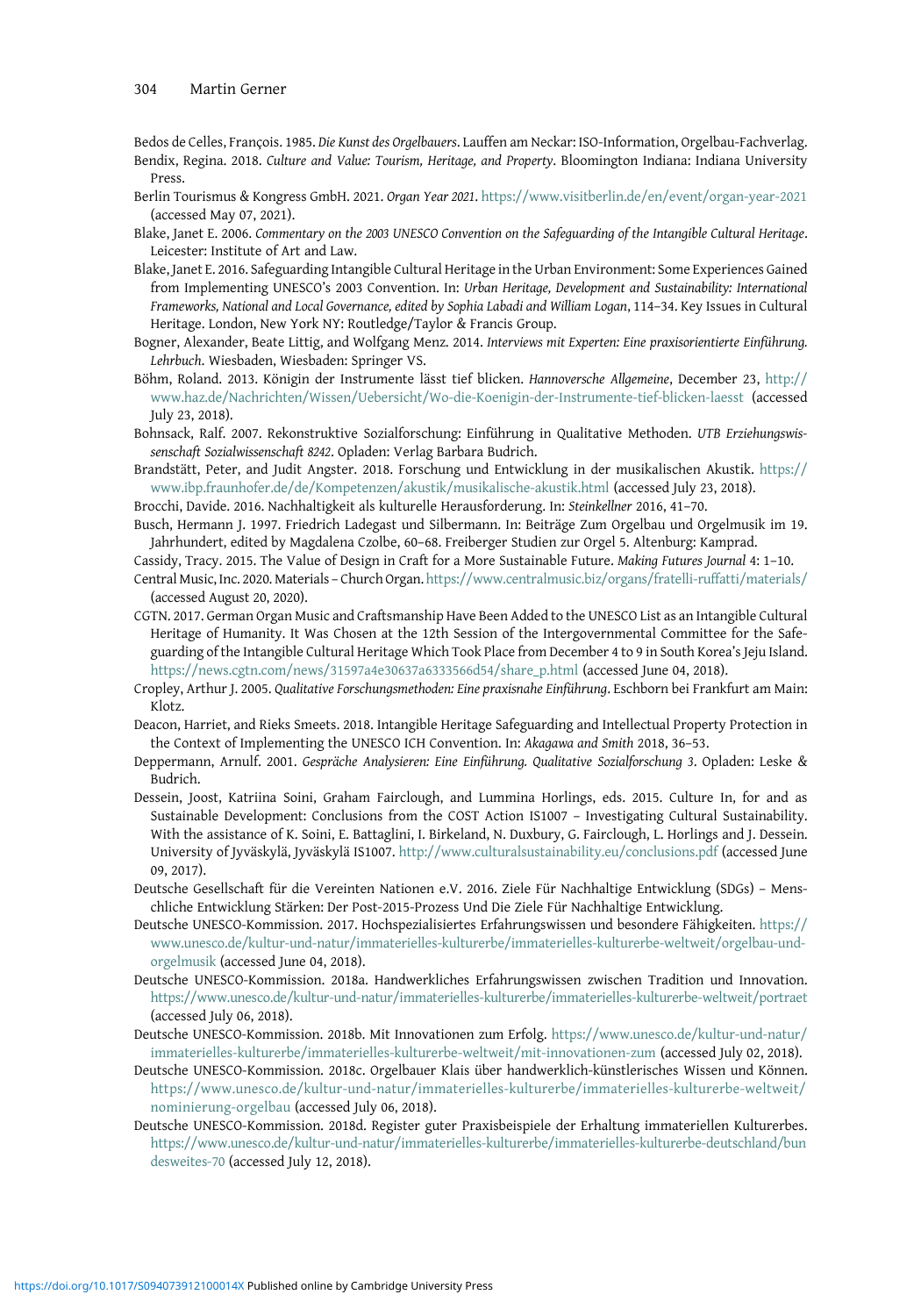Bedos de Celles, François. 1985. *Die Kunst des Orgelbauers*. Lauffen am Neckar: ISO-Information, Orgelbau-Fachverlag.

Bendix, Regina. 2018. *Culture and Value: Tourism, Heritage, and Property*. Bloomington Indiana: Indiana University Press.

Berlin Tourismus & Kongress GmbH. 2021. *Organ Year 2021*. https://www.visitberlin.de/en/event/organ-year-2021 (accessed May 07, 2021).

Blake, Janet E. 2006. *Commentary on the 2003 UNESCO Convention on the Safeguarding of the Intangible Cultural Heritage*. Leicester: Institute of Art and Law.

Blake, Janet E. 2016. Safeguarding Intangible Cultural Heritage in the Urban Environment: Some Experiences Gained from Implementing UNESCO's 2003 Convention. In: *Urban Heritage, Development and Sustainability: International Frameworks, National and Local Governance, edited by Sophia Labadi and William Logan*, 114–34. Key Issues in Cultural Heritage. London, New York NY: Routledge/Taylor & Francis Group.

Bogner, Alexander, Beate Littig, and Wolfgang Menz. 2014. *Interviews mit Experten: Eine praxisorientierte Einführung. Lehrbuch*. Wiesbaden, Wiesbaden: Springer VS.

Böhm, Roland. 2013. Königin der Instrumente lässt tief blicken. *Hannoversche Allgemeine*, December 23, http://www.haz.de/Nachrichten/Wissen/Uebersicht/Wo-die-Koenigin-der-Instrumente-tief-blicken-laesst (accessed July 23, 2018).

Bohnsack, Ralf. 2007. Rekonstruktive Sozialforschung: Einführung in Qualitative Methoden. *UTB Erziehungswissenschaft Sozialwissenschaft 8242*. Opladen: Verlag Barbara Budrich.

Brandstätt, Peter, and Judit Angster. 2018. Forschung und Entwicklung in der musikalischen Akustik. https://www.ibp.fraunhofer.de/de/Kompetenzen/akustik/musikalische-akustik.html (accessed July 23, 2018).

Brocchi, Davide. 2016. Nachhaltigkeit als kulturelle Herausforderung. In: *Steinkellner* 2016, 41–70.

Busch, Hermann J. 1997. Friedrich Ladegast und Silbermann. In: Beiträge Zum Orgelbau und Orgelmusik im 19. Jahrhundert, edited by Magdalena Czolbe, 60–68. Freiberger Studien zur Orgel 5. Altenburg: Kamprad.

Cassidy, Tracy. 2015. The Value of Design in Craft for a More Sustainable Future. *Making Futures Journal* 4: 1–10.

Central Music, Inc. 2020. Materials – Church Organ. https://www.centralmusic.biz/organs/fratelli-ruffatti/materials/ (accessed August 20, 2020).

CGTN. 2017. German Organ Music and Craftsmanship Have Been Added to the UNESCO List as an Intangible Cultural Heritage of Humanity. It Was Chosen at the 12th Session of the Intergovernmental Committee for the Safeguarding of the Intangible Cultural Heritage Which Took Place from December 4 to 9 in South Korea's Jeju Island. https://news.cgtn.com/news/31597a4e30637a6333566d54/share_p.html (accessed June 04, 2018).

Cropley, Arthur J. 2005. *Qualitative Forschungsmethoden: Eine praxisnahe Einführung*. Eschborn bei Frankfurt am Main: Klotz.

Deacon, Harriet, and Rieks Smeets. 2018. Intangible Heritage Safeguarding and Intellectual Property Protection in the Context of Implementing the UNESCO ICH Convention. In: *Akagawa and Smith* 2018, 36–53.

Deppermann, Arnulf. 2001. *Gespräche Analysieren: Eine Einführung. Qualitative Sozialforschung 3*. Opladen: Leske & Budrich.

Dessein, Joost, Katriina Soini, Graham Fairclough, and Lummina Horlings, eds. 2015. Culture In, for and as Sustainable Development: Conclusions from the COST Action IS1007 – Investigating Cultural Sustainability. With the assistance of K. Soini, E. Battaglini, I. Birkeland, N. Duxbury, G. Fairclough, L. Horlings and J. Dessein. University of Jyväskylä, Jyväskylä IS1007. http://www.culturalsustainability.eu/conclusions.pdf (accessed June 09, 2017).

Deutsche Gesellschaft für die Vereinten Nationen e.V. 2016. Ziele Für Nachhaltige Entwicklung (SDGs) – Menschliche Entwicklung Stärken: Der Post-2015-Prozess Und Die Ziele Für Nachhaltige Entwicklung.

Deutsche UNESCO-Kommission. 2017. Hochspezialisiertes Erfahrungswissen und besondere Fähigkeiten. https://www.unesco.de/kultur-und-natur/immaterielles-kulturerbe/immaterielles-kulturerbe-weltweit/orgelbau-und-orgelmusik (accessed June 04, 2018).

Deutsche UNESCO-Kommission. 2018a. Handwerkliches Erfahrungswissen zwischen Tradition und Innovation. https://www.unesco.de/kultur-und-natur/immaterielles-kulturerbe/immaterielles-kulturerbe-weltweit/portraet (accessed July 06, 2018).

Deutsche UNESCO-Kommission. 2018b. Mit Innovationen zum Erfolg. https://www.unesco.de/kultur-und-natur/immaterielles-kulturerbe/immaterielles-kulturerbe-weltweit/mit-innovationen-zum (accessed July 02, 2018).

Deutsche UNESCO-Kommission. 2018c. Orgelbauer Klais über handwerklich-künstlerisches Wissen und Können. https://www.unesco.de/kultur-und-natur/immaterielles-kulturerbe/immaterielles-kulturerbe-weltweit/nominierung-orgelbau (accessed July 06, 2018).

Deutsche UNESCO-Kommission. 2018d. Register guter Praxisbeispiele der Erhaltung immateriellen Kulturerbes. https://www.unesco.de/kultur-und-natur/immaterielles-kulturerbe/immaterielles-kulturerbe-deutschland/bundesweites-70 (accessed July 12, 2018).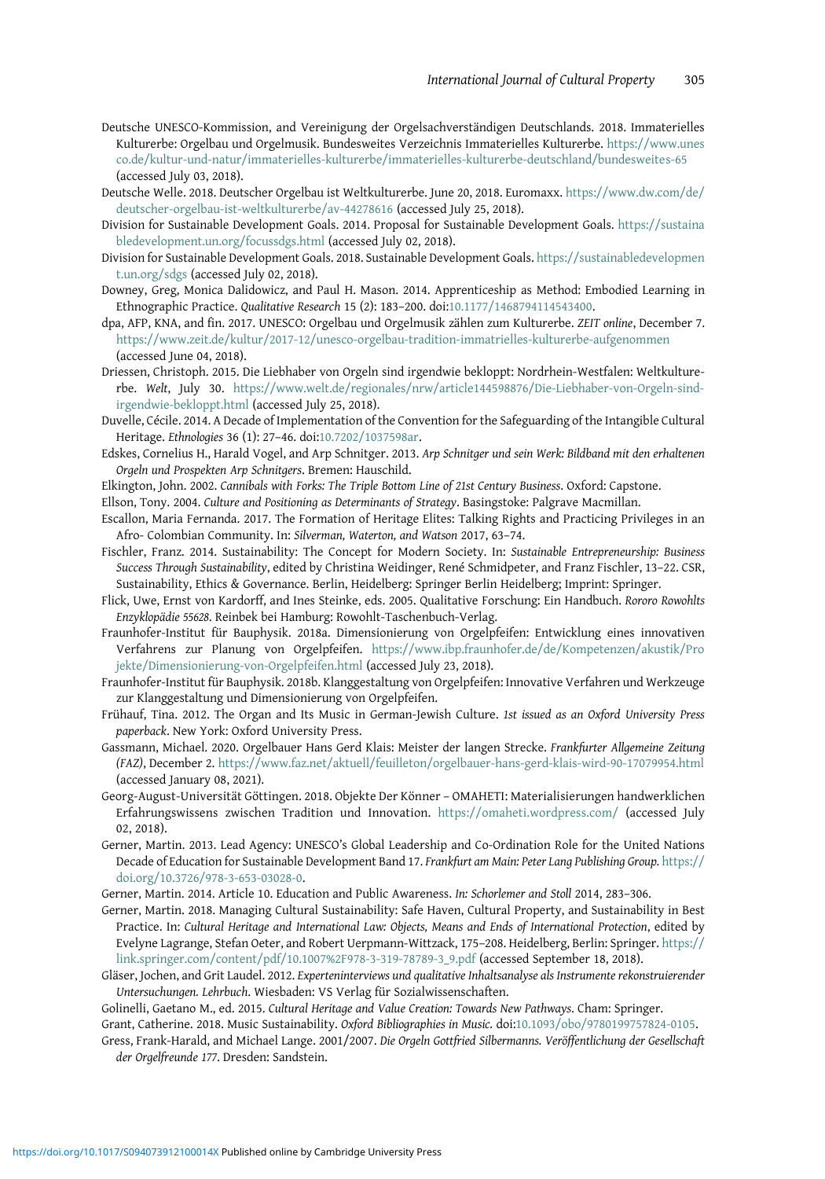Deutsche UNESCO-Kommission, and Vereinigung der Orgelsachverständigen Deutschlands. 2018. Immaterielles Kulturerbe: Orgelbau und Orgelmusik. Bundesweites Verzeichnis Immaterielles Kulturerbe. https://www.unesco.de/kultur-und-natur/immaterielles-kulturerbe/immaterielles-kulturerbe-deutschland/bundesweites-65 (accessed July 03, 2018).

Deutsche Welle. 2018. Deutscher Orgelbau ist Weltkulturerbe. June 20, 2018. Euromaxx. https://www.dw.com/de/deutscher-orgelbau-ist-weltkulturerbe/av-44278616 (accessed July 25, 2018).

Division for Sustainable Development Goals. 2014. Proposal for Sustainable Development Goals. https://sustainabledevelopment.un.org/focussdgs.html (accessed July 02, 2018).

Division for Sustainable Development Goals. 2018. Sustainable Development Goals. https://sustainabledevelopment.un.org/sdgs (accessed July 02, 2018).

Downey, Greg, Monica Dalidowicz, and Paul H. Mason. 2014. Apprenticeship as Method: Embodied Learning in Ethnographic Practice. *Qualitative Research* 15 (2): 183–200. doi:10.1177/1468794114543400.

dpa, AFP, KNA, and fin. 2017. UNESCO: Orgelbau und Orgelmusik zählen zum Kulturerbe. *ZEIT online*, December 7. https://www.zeit.de/kultur/2017-12/unesco-orgelbau-tradition-immatrielles-kulturerbe-aufgenommen (accessed June 04, 2018).

Driessen, Christoph. 2015. Die Liebhaber von Orgeln sind irgendwie bekloppt: Nordrhein-Westfalen: Weltkulturerbe. *Welt*, July 30. https://www.welt.de/regionales/nrw/article144598876/Die-Liebhaber-von-Orgeln-sind-irgendwie-bekloppt.html (accessed July 25, 2018).

Duvelle, Cécile. 2014. A Decade of Implementation of the Convention for the Safeguarding of the Intangible Cultural Heritage. *Ethnologies* 36 (1): 27–46. doi:10.7202/1037598ar.

Edskes, Cornelius H., Harald Vogel, and Arp Schnitger. 2013. *Arp Schnitger und sein Werk: Bildband mit den erhaltenen Orgeln und Prospekten Arp Schnitgers*. Bremen: Hauschild.

Elkington, John. 2002. *Cannibals with Forks: The Triple Bottom Line of 21st Century Business*. Oxford: Capstone.

Ellson, Tony. 2004. *Culture and Positioning as Determinants of Strategy*. Basingstoke: Palgrave Macmillan.

Escallon, Maria Fernanda. 2017. The Formation of Heritage Elites: Talking Rights and Practicing Privileges in an Afro- Colombian Community. In: *Silverman, Waterton, and Watson* 2017, 63–74.

Fischler, Franz. 2014. Sustainability: The Concept for Modern Society. In: *Sustainable Entrepreneurship: Business Success Through Sustainability*, edited by Christina Weidinger, René Schmidpeter, and Franz Fischler, 13–22. CSR, Sustainability, Ethics & Governance. Berlin, Heidelberg: Springer Berlin Heidelberg; Imprint: Springer.

Flick, Uwe, Ernst von Kardorff, and Ines Steinke, eds. 2005. Qualitative Forschung: Ein Handbuch. *Rororo Rowohlts Enzyklopädie 55628*. Reinbek bei Hamburg: Rowohlt-Taschenbuch-Verlag.

Fraunhofer-Institut für Bauphysik. 2018a. Dimensionierung von Orgelpfeifen: Entwicklung eines innovativen Verfahrens zur Planung von Orgelpfeifen. https://www.ibp.fraunhofer.de/de/Kompetenzen/akustik/Projekte/Dimensionierung-von-Orgelpfeifen.html (accessed July 23, 2018).

Fraunhofer-Institut für Bauphysik. 2018b. Klanggestaltung von Orgelpfeifen: Innovative Verfahren und Werkzeuge zur Klanggestaltung und Dimensionierung von Orgelpfeifen.

Frühauf, Tina. 2012. The Organ and Its Music in German-Jewish Culture. *1st issued as an Oxford University Press paperback*. New York: Oxford University Press.

Gassmann, Michael. 2020. Orgelbauer Hans Gerd Klais: Meister der langen Strecke. *Frankfurter Allgemeine Zeitung (FAZ)*, December 2. https://www.faz.net/aktuell/feuilleton/orgelbauer-hans-gerd-klais-wird-90-17079954.html (accessed January 08, 2021).

Georg-August-Universität Göttingen. 2018. Objekte Der Könner – OMAHETI: Materialisierungen handwerklichen Erfahrungswissens zwischen Tradition und Innovation. https://omaheti.wordpress.com/ (accessed July 02, 2018).

Gerner, Martin. 2013. Lead Agency: UNESCO's Global Leadership and Co-Ordination Role for the United Nations Decade of Education for Sustainable Development Band 17. *Frankfurt am Main: Peter Lang Publishing Group.* https://doi.org/10.3726/978-3-653-03028-0.

Gerner, Martin. 2014. Article 10. Education and Public Awareness. *In: Schorlemer and Stoll* 2014, 283–306.

Gerner, Martin. 2018. Managing Cultural Sustainability: Safe Haven, Cultural Property, and Sustainability in Best Practice. In: *Cultural Heritage and International Law: Objects, Means and Ends of International Protection*, edited by Evelyne Lagrange, Stefan Oeter, and Robert Uerpmann-Wittzack, 175–208. Heidelberg, Berlin: Springer. https://link.springer.com/content/pdf/10.1007%2F978-3-319-78789-3_9.pdf (accessed September 18, 2018).

Gläser, Jochen, and Grit Laudel. 2012. *Experteninterviews und qualitative Inhaltsanalyse als Instrumente rekonstruierender Untersuchungen. Lehrbuch*. Wiesbaden: VS Verlag für Sozialwissenschaften.

Golinelli, Gaetano M., ed. 2015. *Cultural Heritage and Value Creation: Towards New Pathways*. Cham: Springer.

Grant, Catherine. 2018. Music Sustainability. *Oxford Bibliographies in Music*. doi:10.1093/obo/9780199757824-0105.

Gress, Frank-Harald, and Michael Lange. 2001/2007. *Die Orgeln Gottfried Silbermanns. Veröffentlichung der Gesellschaft der Orgelfreunde 177*. Dresden: Sandstein.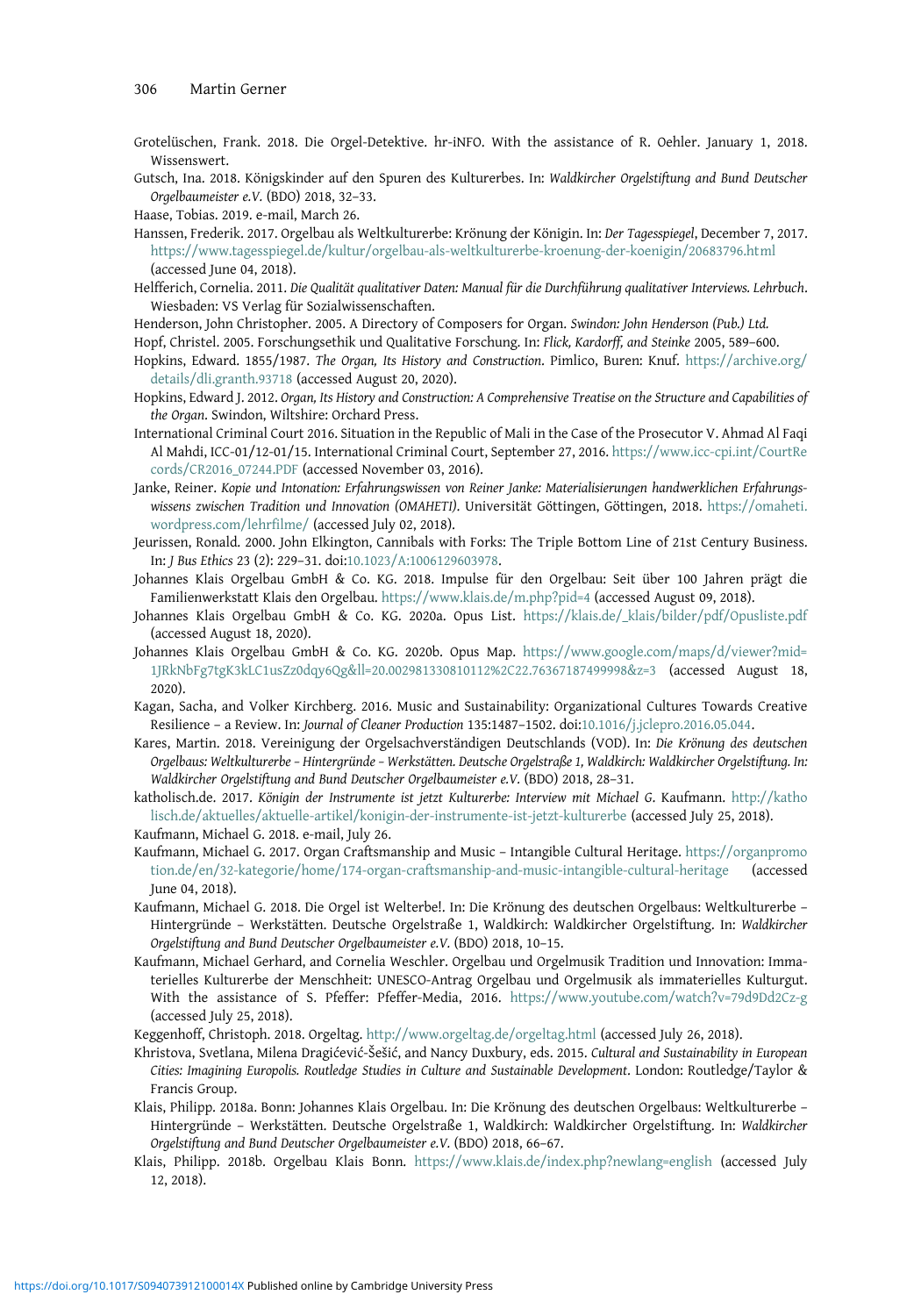Grotelüschen, Frank. 2018. Die Orgel-Detektive. hr-iNFO. With the assistance of R. Oehler. January 1, 2018. Wissenswert.

Gutsch, Ina. 2018. Königskinder auf den Spuren des Kulturerbes. In: *Waldkircher Orgelstiftung and Bund Deutscher Orgelbaumeister e.V.* (BDO) 2018, 32–33.

Haase, Tobias. 2019. e-mail, March 26.

Hanssen, Frederik. 2017. Orgelbau als Weltkulturerbe: Krönung der Königin. In: *Der Tagesspiegel*, December 7, 2017. https://www.tagesspiegel.de/kultur/orgelbau-als-weltkulturerbe-kroenung-der-koenigin/20683796.html (accessed June 04, 2018).

Helfferich, Cornelia. 2011. *Die Qualität qualitativer Daten: Manual für die Durchführung qualitativer Interviews. Lehrbuch*. Wiesbaden: VS Verlag für Sozialwissenschaften.

Henderson, John Christopher. 2005. A Directory of Composers for Organ. *Swindon: John Henderson (Pub.) Ltd.*

Hopf, Christel. 2005. Forschungsethik und Qualitative Forschung. In: *Flick, Kardorff, and Steinke* 2005, 589–600.

Hopkins, Edward. 1855/1987. *The Organ, Its History and Construction*. Pimlico, Buren: Knuf. https://archive.org/details/dli.granth.93718 (accessed August 20, 2020).

Hopkins, Edward J. 2012. *Organ, Its History and Construction: A Comprehensive Treatise on the Structure and Capabilities of the Organ*. Swindon, Wiltshire: Orchard Press.

International Criminal Court 2016. Situation in the Republic of Mali in the Case of the Prosecutor V. Ahmad Al Faqi Al Mahdi, ICC-01/12-01/15. International Criminal Court, September 27, 2016. https://www.icc-cpi.int/CourtRecords/CR2016_07244.PDF (accessed November 03, 2016).

Janke, Reiner. *Kopie und Intonation: Erfahrungswissen von Reiner Janke: Materialisierungen handwerklichen Erfahrungswissens zwischen Tradition und Innovation (OMAHETI)*. Universität Göttingen, Göttingen, 2018. https://omaheti.wordpress.com/lehrfilme/ (accessed July 02, 2018).

Jeurissen, Ronald. 2000. John Elkington, Cannibals with Forks: The Triple Bottom Line of 21st Century Business. In: *J Bus Ethics* 23 (2): 229–31. doi:10.1023/A:1006129603978.

Johannes Klais Orgelbau GmbH & Co. KG. 2018. Impulse für den Orgelbau: Seit über 100 Jahren prägt die Familienwerkstatt Klais den Orgelbau. https://www.klais.de/m.php?pid=4 (accessed August 09, 2018).

Johannes Klais Orgelbau GmbH & Co. KG. 2020a. Opus List. https://klais.de/_klais/bilder/pdf/Opusliste.pdf (accessed August 18, 2020).

Johannes Klais Orgelbau GmbH & Co. KG. 2020b. Opus Map. https://www.google.com/maps/d/viewer?mid=1JRkNbFg7tgK3kLC1usZz0dqy6Qg&ll=20.002981330810112%2C22.76367187499998&z=3 (accessed August 18, 2020).

Kagan, Sacha, and Volker Kirchberg. 2016. Music and Sustainability: Organizational Cultures Towards Creative Resilience – a Review. In: *Journal of Cleaner Production* 135:1487–1502. doi:10.1016/j.jclepro.2016.05.044.

Kares, Martin. 2018. Vereinigung der Orgelsachverständigen Deutschlands (VOD). In: *Die Krönung des deutschen Orgelbaus: Weltkulturerbe – Hintergründe – Werkstätten. Deutsche Orgelstraße 1, Waldkirch: Waldkircher Orgelstiftung. In: Waldkircher Orgelstiftung and Bund Deutscher Orgelbaumeister e.V.* (BDO) 2018, 28–31.

katholisch.de. 2017. *Königin der Instrumente ist jetzt Kulturerbe: Interview mit Michael G.* Kaufmann. http://katholisch.de/aktuelles/aktuelle-artikel/konigin-der-instrumente-ist-jetzt-kulturerbe (accessed July 25, 2018).

Kaufmann, Michael G. 2018. e-mail, July 26.

Kaufmann, Michael G. 2017. Organ Craftsmanship and Music – Intangible Cultural Heritage. https://organpromotion.de/en/32-kategorie/home/174-organ-craftsmanship-and-music-intangible-cultural-heritage (accessed June 04, 2018).

Kaufmann, Michael G. 2018. Die Orgel ist Welterbe!. In: Die Krönung des deutschen Orgelbaus: Weltkulturerbe – Hintergründe – Werkstätten. Deutsche Orgelstraße 1, Waldkirch: Waldkircher Orgelstiftung. In: *Waldkircher Orgelstiftung and Bund Deutscher Orgelbaumeister e.V.* (BDO) 2018, 10–15.

Kaufmann, Michael Gerhard, and Cornelia Weschler. Orgelbau und Orgelmusik Tradition und Innovation: Immaterielles Kulturerbe der Menschheit: UNESCO-Antrag Orgelbau und Orgelmusik als immaterielles Kulturgut. With the assistance of S. Pfeffer: Pfeffer-Media, 2016. https://www.youtube.com/watch?v=79d9Dd2Cz-g (accessed July 25, 2018).

Keggenhoff, Christoph. 2018. Orgeltag. http://www.orgeltag.de/orgeltag.html (accessed July 26, 2018).

Khristova, Svetlana, Milena Dragićević-Šešić, and Nancy Duxbury, eds. 2015. *Cultural and Sustainability in European Cities: Imagining Europolis. Routledge Studies in Culture and Sustainable Development*. London: Routledge/Taylor & Francis Group.

Klais, Philipp. 2018a. Bonn: Johannes Klais Orgelbau. In: Die Krönung des deutschen Orgelbaus: Weltkulturerbe – Hintergründe – Werkstätten. Deutsche Orgelstraße 1, Waldkirch: Waldkircher Orgelstiftung. In: *Waldkircher Orgelstiftung and Bund Deutscher Orgelbaumeister e.V.* (BDO) 2018, 66–67.

Klais, Philipp. 2018b. Orgelbau Klais Bonn. https://www.klais.de/index.php?newlang=english (accessed July 12, 2018).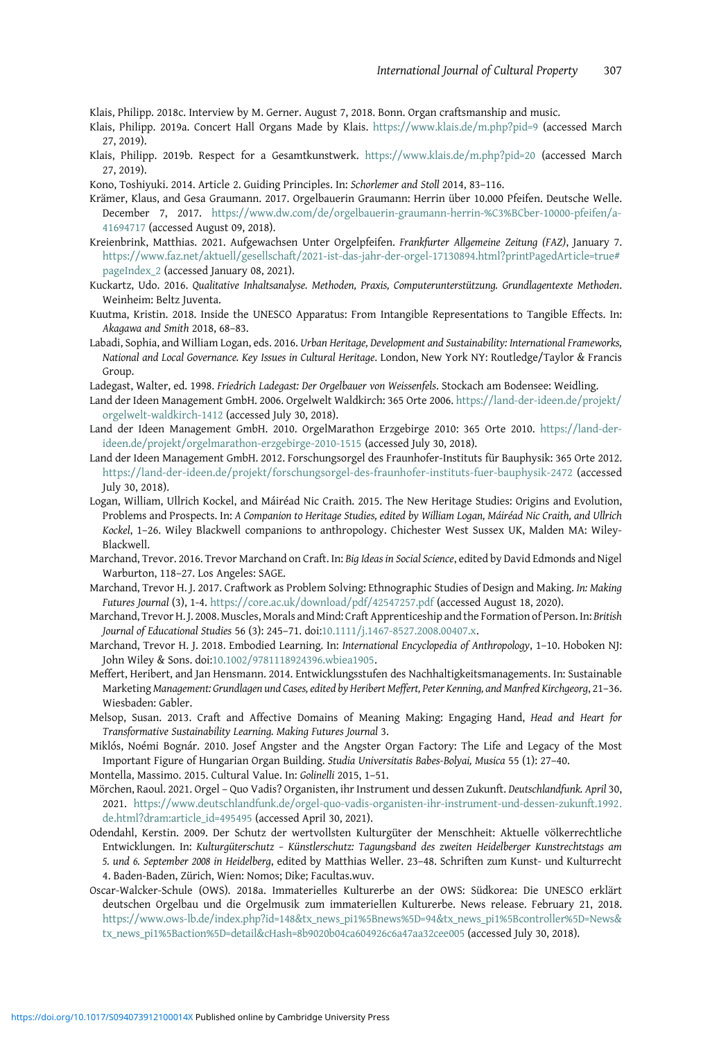Klais, Philipp. 2018c. Interview by M. Gerner. August 7, 2018. Bonn. Organ craftsmanship and music.

Klais, Philipp. 2019a. Concert Hall Organs Made by Klais. https://www.klais.de/m.php?pid=9 (accessed March 27, 2019).

Klais, Philipp. 2019b. Respect for a Gesamtkunstwerk. https://www.klais.de/m.php?pid=20 (accessed March 27, 2019).

Kono, Toshiyuki. 2014. Article 2. Guiding Principles. In: *Schorlemer and Stoll* 2014, 83–116.

Krämer, Klaus, and Gesa Graumann. 2017. Orgelbauerin Graumann: Herrin über 10.000 Pfeifen. Deutsche Welle. December 7, 2017. https://www.dw.com/de/orgelbauerin-graumann-herrin-%C3%BCber-10000-pfeifen/a-41694717 (accessed August 09, 2018).

Kreienbrink, Matthias. 2021. Aufgewachsen Unter Orgelpfeifen. *Frankfurter Allgemeine Zeitung (FAZ)*, January 7. https://www.faz.net/aktuell/gesellschaft/2021-ist-das-jahr-der-orgel-17130894.html?printPagedArticle=true#pageIndex_2 (accessed January 08, 2021).

Kuckartz, Udo. 2016. *Qualitative Inhaltsanalyse. Methoden, Praxis, Computerunterstützung. Grundlagentexte Methoden*. Weinheim: Beltz Juventa.

Kuutma, Kristin. 2018. Inside the UNESCO Apparatus: From Intangible Representations to Tangible Effects. In: *Akagawa and Smith* 2018, 68–83.

Labadi, Sophia, and William Logan, eds. 2016. *Urban Heritage, Development and Sustainability: International Frameworks, National and Local Governance. Key Issues in Cultural Heritage*. London, New York NY: Routledge/Taylor & Francis Group.

Ladegast, Walter, ed. 1998. *Friedrich Ladegast: Der Orgelbauer von Weissenfels*. Stockach am Bodensee: Weidling.

Land der Ideen Management GmbH. 2006. Orgelwelt Waldkirch: 365 Orte 2006. https://land-der-ideen.de/projekt/orgelwelt-waldkirch-1412 (accessed July 30, 2018).

Land der Ideen Management GmbH. 2010. OrgelMarathon Erzgebirge 2010: 365 Orte 2010. https://land-der-ideen.de/projekt/orgelmarathon-erzgebirge-2010-1515 (accessed July 30, 2018).

Land der Ideen Management GmbH. 2012. Forschungsorgel des Fraunhofer-Instituts für Bauphysik: 365 Orte 2012. https://land-der-ideen.de/projekt/forschungsorgel-des-fraunhofer-instituts-fuer-bauphysik-2472 (accessed July 30, 2018).

Logan, William, Ullrich Kockel, and Máiréad Nic Craith. 2015. The New Heritage Studies: Origins and Evolution, Problems and Prospects. In: *A Companion to Heritage Studies, edited by William Logan, Máiréad Nic Craith, and Ullrich Kockel*, 1–26. Wiley Blackwell companions to anthropology. Chichester West Sussex UK, Malden MA: Wiley-Blackwell.

Marchand, Trevor. 2016. Trevor Marchand on Craft. In: *Big Ideas in Social Science*, edited by David Edmonds and Nigel Warburton, 118–27. Los Angeles: SAGE.

Marchand, Trevor H. J. 2017. Craftwork as Problem Solving: Ethnographic Studies of Design and Making. *In: Making Futures Journal* (3), 1-4. https://core.ac.uk/download/pdf/42547257.pdf (accessed August 18, 2020).

Marchand, Trevor H. J. 2008. Muscles, Morals and Mind: Craft Apprenticeship and the Formation of Person. In: *British Journal of Educational Studies* 56 (3): 245–71. doi:10.1111/j.1467-8527.2008.00407.x.

Marchand, Trevor H. J. 2018. Embodied Learning. In: *International Encyclopedia of Anthropology*, 1–10. Hoboken NJ: John Wiley & Sons. doi:10.1002/9781118924396.wbiea1905.

Meffert, Heribert, and Jan Hensmann. 2014. Entwicklungsstufen des Nachhaltigkeitsmanagements. In: Sustainable Marketing *Management: Grundlagen und Cases, edited by Heribert Meffert, Peter Kenning, and Manfred Kirchgeorg*, 21–36. Wiesbaden: Gabler.

Melsop, Susan. 2013. Craft and Affective Domains of Meaning Making: Engaging Hand, *Head and Heart for Transformative Sustainability Learning. Making Futures Journal* 3.

Miklós, Noémi Bognár. 2010. Josef Angster and the Angster Organ Factory: The Life and Legacy of the Most Important Figure of Hungarian Organ Building. *Studia Universitatis Babes-Bolyai, Musica* 55 (1): 27–40.

Montella, Massimo. 2015. Cultural Value. In: *Golinelli* 2015, 1–51.

Mörchen, Raoul. 2021. Orgel – Quo Vadis? Organisten, ihr Instrument und dessen Zukunft. *Deutschlandfunk. April* 30, 2021. https://www.deutschlandfunk.de/orgel-quo-vadis-organisten-ihr-instrument-und-dessen-zukunft.1992.de.html?dram:article_id=495495 (accessed April 30, 2021).

Odendahl, Kerstin. 2009. Der Schutz der wertvollsten Kulturgüter der Menschheit: Aktuelle völkerrechtliche Entwicklungen. In: *Kulturgüterschutz – Künstlerschutz: Tagungsband des zweiten Heidelberger Kunstrechtstags am 5. und 6. September 2008 in Heidelberg*, edited by Matthias Weller. 23–48. Schriften zum Kunst- und Kulturrecht 4. Baden-Baden, Zürich, Wien: Nomos; Dike; Facultas.wuv.

Oscar-Walcker-Schule (OWS). 2018a. Immaterielles Kulturerbe an der OWS: Südkorea: Die UNESCO erklärt deutschen Orgelbau und die Orgelmusik zum immateriellen Kulturerbe. News release. February 21, 2018. https://www.ows-lb.de/index.php?id=148&tx_news_pi1%5Bnews%5D=94&tx_news_pi1%5Bcontroller%5D=News&tx_news_pi1%5Baction%5D=detail&cHash=8b9020b04ca604926c6a47aa32cee005 (accessed July 30, 2018).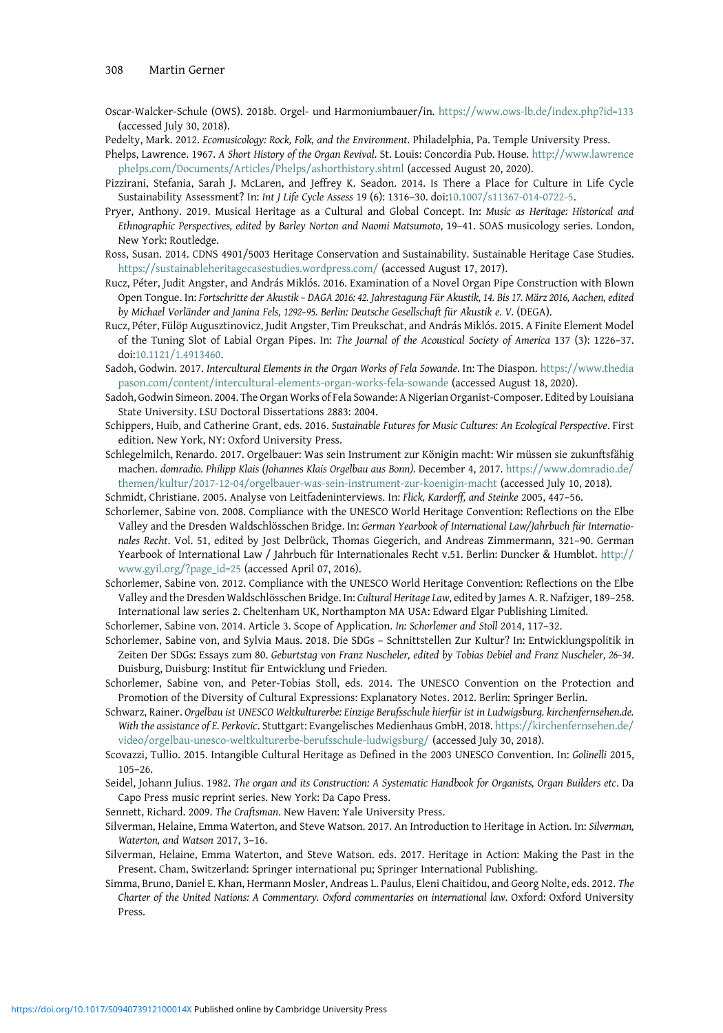Oscar-Walcker-Schule (OWS). 2018b. Orgel- und Harmoniumbauer/in. https://www.ows-lb.de/index.php?id=133 (accessed July 30, 2018).

Pedelty, Mark. 2012. *Ecomusicology: Rock, Folk, and the Environment*. Philadelphia, Pa. Temple University Press.

Phelps, Lawrence. 1967. *A Short History of the Organ Revival*. St. Louis: Concordia Pub. House. http://www.lawrencephelps.com/Documents/Articles/Phelps/ashorthistory.shtml (accessed August 20, 2020).

Pizzirani, Stefania, Sarah J. McLaren, and Jeffrey K. Seadon. 2014. Is There a Place for Culture in Life Cycle Sustainability Assessment? In: *Int J Life Cycle Assess* 19 (6): 1316–30. doi:10.1007/s11367-014-0722-5.

Pryer, Anthony. 2019. Musical Heritage as a Cultural and Global Concept. In: *Music as Heritage: Historical and Ethnographic Perspectives, edited by Barley Norton and Naomi Matsumoto*, 19–41. SOAS musicology series. London, New York: Routledge.

Ross, Susan. 2014. CDNS 4901/5003 Heritage Conservation and Sustainability. Sustainable Heritage Case Studies. https://sustainableheritagecasestudies.wordpress.com/ (accessed August 17, 2017).

Rucz, Péter, Judit Angster, and András Miklós. 2016. Examination of a Novel Organ Pipe Construction with Blown Open Tongue. In: *Fortschritte der Akustik – DAGA 2016: 42. Jahrestagung Für Akustik, 14. Bis 17. März 2016, Aachen, edited by Michael Vorländer and Janina Fels, 1292–95. Berlin: Deutsche Gesellschaft für Akustik e. V.* (DEGA).

Rucz, Péter, Fülöp Augusztinovicz, Judit Angster, Tim Preukschat, and András Miklós. 2015. A Finite Element Model of the Tuning Slot of Labial Organ Pipes. In: *The Journal of the Acoustical Society of America* 137 (3): 1226–37. doi:10.1121/1.4913460.

Sadoh, Godwin. 2017. *Intercultural Elements in the Organ Works of Fela Sowande*. In: The Diaspon. https://www.thediapason.com/content/intercultural-elements-organ-works-fela-sowande (accessed August 18, 2020).

Sadoh, Godwin Simeon. 2004. The Organ Works of Fela Sowande: A Nigerian Organist-Composer. Edited by Louisiana State University. LSU Doctoral Dissertations 2883: 2004.

Schippers, Huib, and Catherine Grant, eds. 2016. *Sustainable Futures for Music Cultures: An Ecological Perspective*. First edition. New York, NY: Oxford University Press.

Schlegelmilch, Renardo. 2017. Orgelbauer: Was sein Instrument zur Königin macht: Wir müssen sie zukunftsfähig machen. *domradio. Philipp Klais (Johannes Klais Orgelbau aus Bonn).* December 4, 2017. https://www.domradio.de/themen/kultur/2017-12-04/orgelbauer-was-sein-instrument-zur-koenigin-macht (accessed July 10, 2018).

Schmidt, Christiane. 2005. Analyse von Leitfadeninterviews. In: *Flick, Kardorff, and Steinke* 2005, 447–56.

Schorlemer, Sabine von. 2008. Compliance with the UNESCO World Heritage Convention: Reflections on the Elbe Valley and the Dresden Waldschlösschen Bridge. In: *German Yearbook of International Law/Jahrbuch für Internationales Recht*. Vol. 51, edited by Jost Delbrück, Thomas Giegerich, and Andreas Zimmermann, 321–90. German Yearbook of International Law / Jahrbuch für Internationales Recht v.51. Berlin: Duncker & Humblot. http://www.gyil.org/?page_id=25 (accessed April 07, 2016).

Schorlemer, Sabine von. 2012. Compliance with the UNESCO World Heritage Convention: Reflections on the Elbe Valley and the Dresden Waldschlösschen Bridge. In: *Cultural Heritage Law*, edited by James A. R. Nafziger, 189–258. International law series 2. Cheltenham UK, Northampton MA USA: Edward Elgar Publishing Limited.

Schorlemer, Sabine von. 2014. Article 3. Scope of Application. *In: Schorlemer and Stoll* 2014, 117–32.

Schorlemer, Sabine von, and Sylvia Maus. 2018. Die SDGs – Schnittstellen Zur Kultur? In: Entwicklungspolitik in Zeiten Der SDGs: Essays zum 80. *Geburtstag von Franz Nuscheler, edited by Tobias Debiel and Franz Nuscheler, 26–34*. Duisburg, Duisburg: Institut für Entwicklung und Frieden.

Schorlemer, Sabine von, and Peter-Tobias Stoll, eds. 2014. The UNESCO Convention on the Protection and Promotion of the Diversity of Cultural Expressions: Explanatory Notes. 2012. Berlin: Springer Berlin.

Schwarz, Rainer. *Orgelbau ist UNESCO Weltkulturerbe: Einzige Berufsschule hierfür ist in Ludwigsburg. kirchenfernsehen.de. With the assistance of E. Perkovic*. Stuttgart: Evangelisches Medienhaus GmbH, 2018. https://kirchenfernsehen.de/video/orgelbau-unesco-weltkulturerbe-berufsschule-ludwigsburg/ (accessed July 30, 2018).

Scovazzi, Tullio. 2015. Intangible Cultural Heritage as Defined in the 2003 UNESCO Convention. In: *Golinelli* 2015, 105–26.

Seidel, Johann Julius. 1982. *The organ and its Construction: A Systematic Handbook for Organists, Organ Builders etc*. Da Capo Press music reprint series. New York: Da Capo Press.

Sennett, Richard. 2009. *The Craftsman*. New Haven: Yale University Press.

Silverman, Helaine, Emma Waterton, and Steve Watson. 2017. An Introduction to Heritage in Action. In: *Silverman, Waterton, and Watson* 2017, 3–16.

Silverman, Helaine, Emma Waterton, and Steve Watson. eds. 2017. Heritage in Action: Making the Past in the Present. Cham, Switzerland: Springer international pu; Springer International Publishing.

Simma, Bruno, Daniel E. Khan, Hermann Mosler, Andreas L. Paulus, Eleni Chaitidou, and Georg Nolte, eds. 2012. *The Charter of the United Nations: A Commentary. Oxford commentaries on international law*. Oxford: Oxford University Press.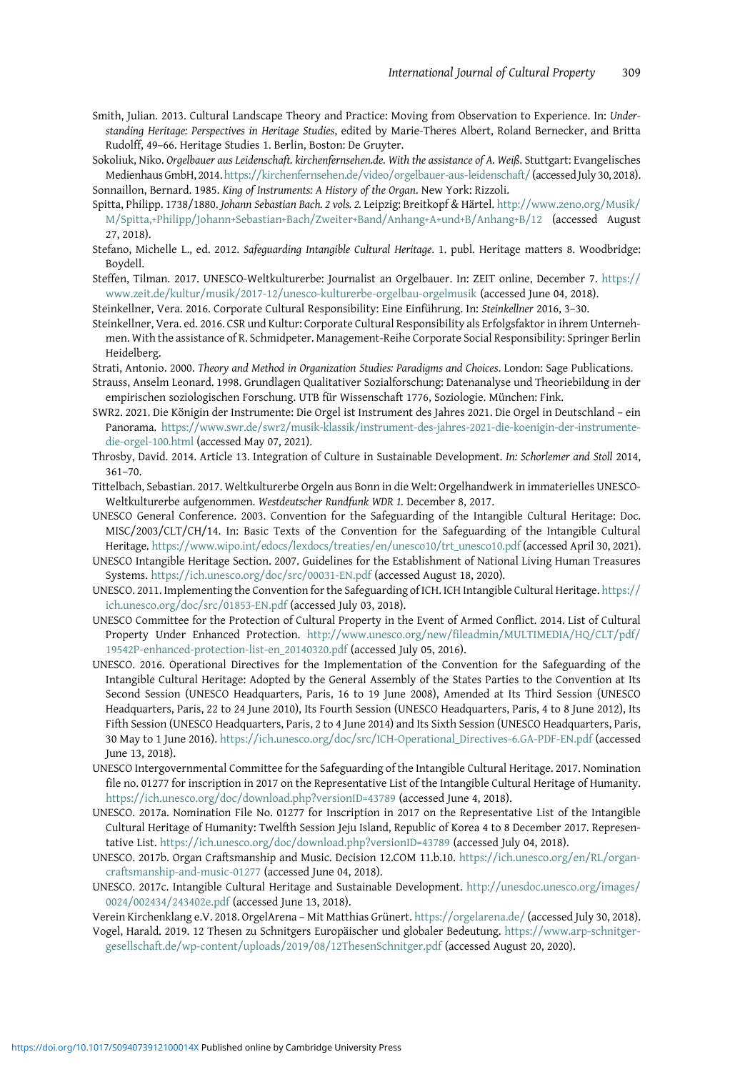Smith, Julian. 2013. Cultural Landscape Theory and Practice: Moving from Observation to Experience. In: *Understanding Heritage: Perspectives in Heritage Studies*, edited by Marie-Theres Albert, Roland Bernecker, and Britta Rudolff, 49–66. Heritage Studies 1. Berlin, Boston: De Gruyter.

Sokoliuk, Niko. *Orgelbauer aus Leidenschaft. kirchenfernsehen.de. With the assistance of A. Weiß*. Stuttgart: Evangelisches Medienhaus GmbH, 2014. https://kirchenfernsehen.de/video/orgelbauer-aus-leidenschaft/ (accessed July 30, 2018).

Sonnaillon, Bernard. 1985. *King of Instruments: A History of the Organ*. New York: Rizzoli.

Spitta, Philipp. 1738/1880. *Johann Sebastian Bach. 2 vols. 2.* Leipzig: Breitkopf & Härtel. http://www.zeno.org/Musik/M/Spitta,+Philipp/Johann+Sebastian+Bach/Zweiter+Band/Anhang+A+und+B/Anhang+B/12 (accessed August 27, 2018).

Stefano, Michelle L., ed. 2012. *Safeguarding Intangible Cultural Heritage*. 1. publ. Heritage matters 8. Woodbridge: Boydell.

Steffen, Tilman. 2017. UNESCO-Weltkulturerbe: Journalist an Orgelbauer. In: ZEIT online, December 7. https://www.zeit.de/kultur/musik/2017-12/unesco-kulturerbe-orgelbau-orgelmusik (accessed June 04, 2018).

Steinkellner, Vera. 2016. Corporate Cultural Responsibility: Eine Einführung. In: *Steinkellner* 2016, 3–30.

Steinkellner, Vera. ed. 2016. CSR und Kultur: Corporate Cultural Responsibility als Erfolgsfaktor in ihrem Unternehmen. With the assistance of R. Schmidpeter. Management-Reihe Corporate Social Responsibility: Springer Berlin Heidelberg.

Strati, Antonio. 2000. *Theory and Method in Organization Studies: Paradigms and Choices*. London: Sage Publications.

Strauss, Anselm Leonard. 1998. Grundlagen Qualitativer Sozialforschung: Datenanalyse und Theoriebildung in der empirischen soziologischen Forschung. UTB für Wissenschaft 1776, Soziologie. München: Fink.

SWR2. 2021. Die Königin der Instrumente: Die Orgel ist Instrument des Jahres 2021. Die Orgel in Deutschland – ein Panorama. https://www.swr.de/swr2/musik-klassik/instrument-des-jahres-2021-die-koenigin-der-instrumente-die-orgel-100.html (accessed May 07, 2021).

Throsby, David. 2014. Article 13. Integration of Culture in Sustainable Development. *In: Schorlemer and Stoll* 2014, 361–70.

Tittelbach, Sebastian. 2017. Weltkulturerbe Orgeln aus Bonn in die Welt: Orgelhandwerk in immaterielles UNESCO-Weltkulturerbe aufgenommen. *Westdeutscher Rundfunk WDR 1.* December 8, 2017.

UNESCO General Conference. 2003. Convention for the Safeguarding of the Intangible Cultural Heritage: Doc. MISC/2003/CLT/CH/14. In: Basic Texts of the Convention for the Safeguarding of the Intangible Cultural Heritage. https://www.wipo.int/edocs/lexdocs/treaties/en/unesco10/trt_unesco10.pdf (accessed April 30, 2021).

UNESCO Intangible Heritage Section. 2007. Guidelines for the Establishment of National Living Human Treasures Systems. https://ich.unesco.org/doc/src/00031-EN.pdf (accessed August 18, 2020).

UNESCO. 2011. Implementing the Convention for the Safeguarding of ICH. ICH Intangible Cultural Heritage. https://ich.unesco.org/doc/src/01853-EN.pdf (accessed July 03, 2018).

UNESCO Committee for the Protection of Cultural Property in the Event of Armed Conflict. 2014. List of Cultural Property Under Enhanced Protection. http://www.unesco.org/new/fileadmin/MULTIMEDIA/HQ/CLT/pdf/19542P-enhanced-protection-list-en_20140320.pdf (accessed July 05, 2016).

UNESCO. 2016. Operational Directives for the Implementation of the Convention for the Safeguarding of the Intangible Cultural Heritage: Adopted by the General Assembly of the States Parties to the Convention at Its Second Session (UNESCO Headquarters, Paris, 16 to 19 June 2008), Amended at Its Third Session (UNESCO Headquarters, Paris, 22 to 24 June 2010), Its Fourth Session (UNESCO Headquarters, Paris, 4 to 8 June 2012), Its Fifth Session (UNESCO Headquarters, Paris, 2 to 4 June 2014) and Its Sixth Session (UNESCO Headquarters, Paris, 30 May to 1 June 2016). https://ich.unesco.org/doc/src/ICH-Operational_Directives-6.GA-PDF-EN.pdf (accessed June 13, 2018).

UNESCO Intergovernmental Committee for the Safeguarding of the Intangible Cultural Heritage. 2017. Nomination file no. 01277 for inscription in 2017 on the Representative List of the Intangible Cultural Heritage of Humanity. https://ich.unesco.org/doc/download.php?versionID=43789 (accessed June 4, 2018).

UNESCO. 2017a. Nomination File No. 01277 for Inscription in 2017 on the Representative List of the Intangible Cultural Heritage of Humanity: Twelfth Session Jeju Island, Republic of Korea 4 to 8 December 2017. Representative List. https://ich.unesco.org/doc/download.php?versionID=43789 (accessed July 04, 2018).

UNESCO. 2017b. Organ Craftsmanship and Music. Decision 12.COM 11.b.10. https://ich.unesco.org/en/RL/organ-craftsmanship-and-music-01277 (accessed June 04, 2018).

UNESCO. 2017c. Intangible Cultural Heritage and Sustainable Development. http://unesdoc.unesco.org/images/0024/002434/243402e.pdf (accessed June 13, 2018).

Verein Kirchenklang e.V. 2018. OrgelArena – Mit Matthias Grünert. https://orgelarena.de/ (accessed July 30, 2018).

Vogel, Harald. 2019. 12 Thesen zu Schnitgers Europäischer und globaler Bedeutung. https://www.arp-schnitger-gesellschaft.de/wp-content/uploads/2019/08/12ThesenSchnitger.pdf (accessed August 20, 2020).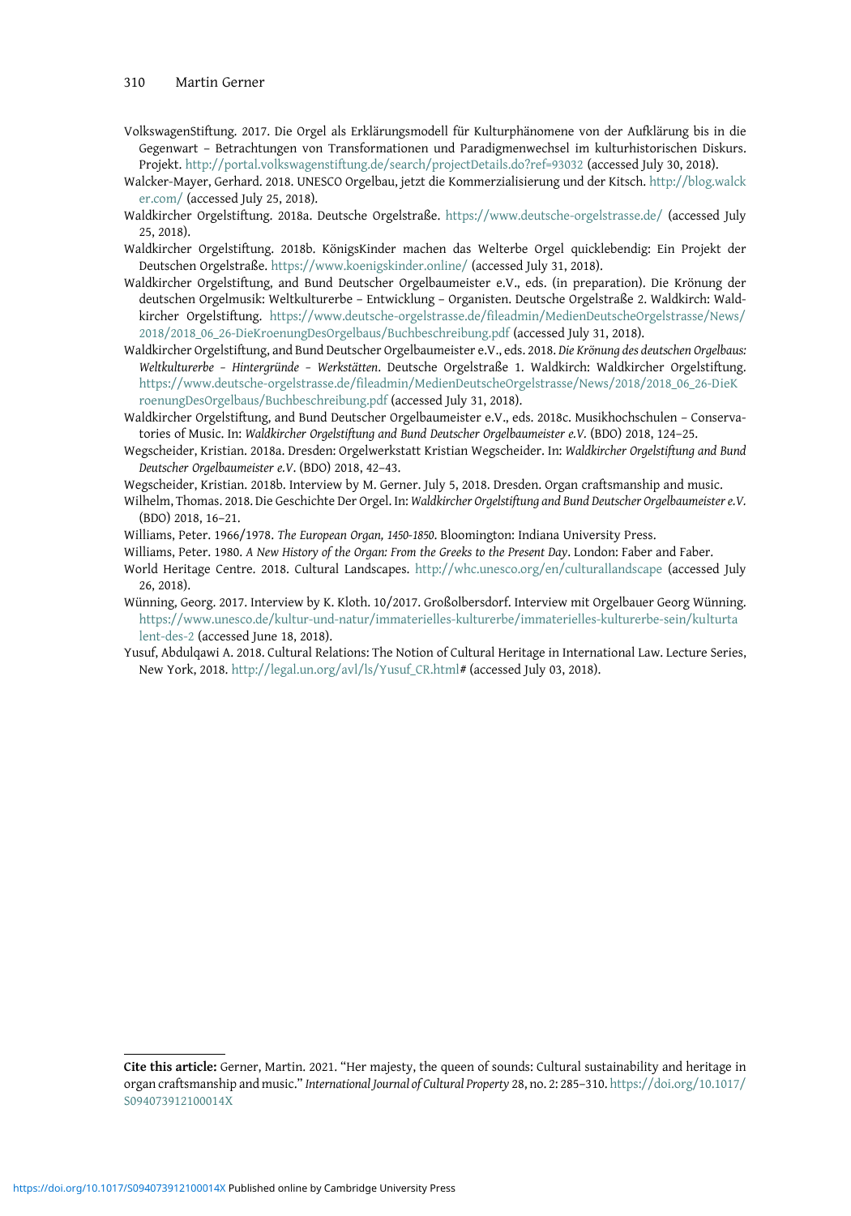VolkswagenStiftung. 2017. Die Orgel als Erklärungsmodell für Kulturphänomene von der Aufklärung bis in die Gegenwart – Betrachtungen von Transformationen und Paradigmenwechsel im kulturhistorischen Diskurs. Projekt. http://portal.volkswagenstiftung.de/search/projectDetails.do?ref=93032 (accessed July 30, 2018).

Walcker-Mayer, Gerhard. 2018. UNESCO Orgelbau, jetzt die Kommerzialisierung und der Kitsch. http://blog.walcker.com/ (accessed July 25, 2018).

Waldkircher Orgelstiftung. 2018a. Deutsche Orgelstraße. https://www.deutsche-orgelstrasse.de/ (accessed July 25, 2018).

Waldkircher Orgelstiftung. 2018b. KönigsKinder machen das Welterbe Orgel quicklebendig: Ein Projekt der Deutschen Orgelstraße. https://www.koenigskinder.online/ (accessed July 31, 2018).

Waldkircher Orgelstiftung, and Bund Deutscher Orgelbaumeister e.V., eds. (in preparation). Die Krönung der deutschen Orgelmusik: Weltkulturerbe – Entwicklung – Organisten. Deutsche Orgelstraße 2. Waldkirch: Waldkircher Orgelstiftung. https://www.deutsche-orgelstrasse.de/fileadmin/MedienDeutscheOrgelstrasse/News/2018/2018_06_26-DieKroenungDesOrgelbaus/Buchbeschreibung.pdf (accessed July 31, 2018).

Waldkircher Orgelstiftung, and Bund Deutscher Orgelbaumeister e.V., eds. 2018. *Die Krönung des deutschen Orgelbaus: Weltkulturerbe – Hintergründe – Werkstätten*. Deutsche Orgelstraße 1. Waldkirch: Waldkircher Orgelstiftung. https://www.deutsche-orgelstrasse.de/fileadmin/MedienDeutscheOrgelstrasse/News/2018/2018_06_26-DieKroenungDesOrgelbaus/Buchbeschreibung.pdf (accessed July 31, 2018).

Waldkircher Orgelstiftung, and Bund Deutscher Orgelbaumeister e.V., eds. 2018c. Musikhochschulen – Conservatories of Music. In: *Waldkircher Orgelstiftung and Bund Deutscher Orgelbaumeister e.V.* (BDO) 2018, 124–25.

Wegscheider, Kristian. 2018a. Dresden: Orgelwerkstatt Kristian Wegscheider. In: *Waldkircher Orgelstiftung and Bund Deutscher Orgelbaumeister e.V*. (BDO) 2018, 42–43.

Wegscheider, Kristian. 2018b. Interview by M. Gerner. July 5, 2018. Dresden. Organ craftsmanship and music.

Wilhelm, Thomas. 2018. Die Geschichte Der Orgel. In: *Waldkircher Orgelstiftung and Bund Deutscher Orgelbaumeister e.V.* (BDO) 2018, 16–21.

Williams, Peter. 1966/1978. *The European Organ, 1450-1850*. Bloomington: Indiana University Press.

Williams, Peter. 1980. *A New History of the Organ: From the Greeks to the Present Day*. London: Faber and Faber.

World Heritage Centre. 2018. Cultural Landscapes. http://whc.unesco.org/en/culturallandscape (accessed July 26, 2018).

Wünning, Georg. 2017. Interview by K. Kloth. 10/2017. Großolbersdorf. Interview mit Orgelbauer Georg Wünning. https://www.unesco.de/kultur-und-natur/immaterielles-kulturerbe/immaterielles-kulturerbe-sein/kulturtalent-des-2 (accessed June 18, 2018).

Yusuf, Abdulqawi A. 2018. Cultural Relations: The Notion of Cultural Heritage in International Law. Lecture Series, New York, 2018. http://legal.un.org/avl/ls/Yusuf_CR.html# (accessed July 03, 2018).

**Cite this article:** Gerner, Martin. 2021. "Her majesty, the queen of sounds: Cultural sustainability and heritage in organ craftsmanship and music." *International Journal of Cultural Property* 28, no. 2: 285–310. https://doi.org/10.1017/S094073912100014X